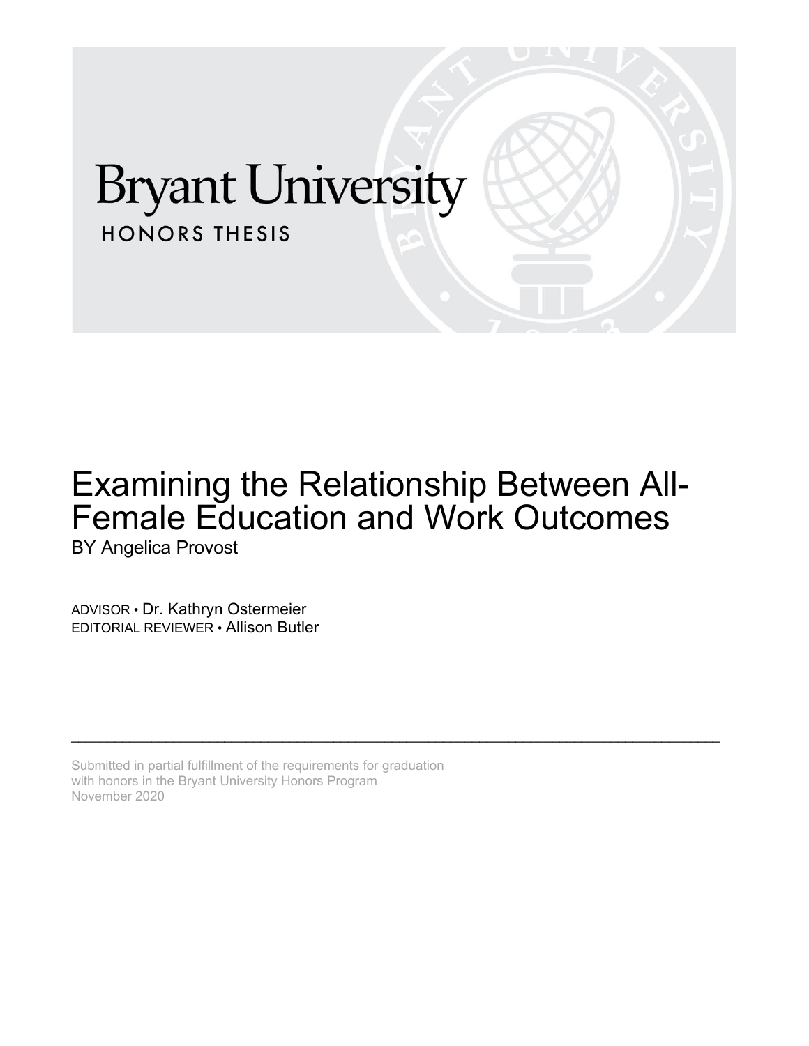Bryant University

HONORS THESIS

# Examining the Relationship Between All-Female Education and Work Outcomes

BY Angelica Provost

ADVISOR • Dr. Kathryn Ostermeier

EDITORIAL REVIEWER • Allison Butler

---

Submitted in partial fulfillment of the requirements for graduation with honors in the Bryant University Honors Program

November 2020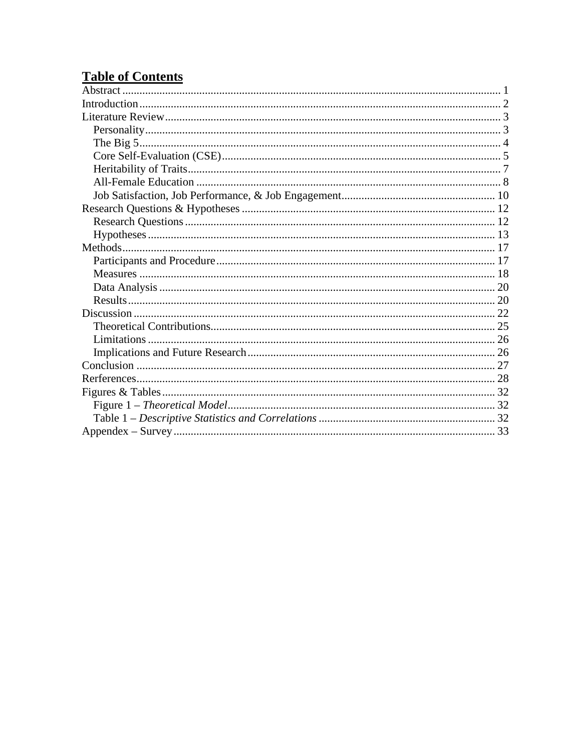## Table of Contents

Abstract ... 1
Introduction ... 2
Literature Review ... 3
- Personality ... 3
- The Big 5 ... 4
- Core Self-Evaluation (CSE) ... 5
- Heritability of Traits ... 7
- All-Female Education ... 8
- Job Satisfaction, Job Performance, & Job Engagement ... 10

Research Questions & Hypotheses ... 12
- Research Questions ... 12
- Hypotheses ... 13

Methods ... 17
- Participants and Procedure ... 17
- Measures ... 18
- Data Analysis ... 20
- Results ... 20

Discussion ... 22
- Theoretical Contributions ... 25
- Limitations ... 26
- Implications and Future Research ... 26

Conclusion ... 27
Rerferences ... 28
Figures & Tables ... 32
- Figure 1 – *Theoretical Model* ... 32
- Table 1 – *Descriptive Statistics and Correlations* ... 32

Appendex – Survey ... 33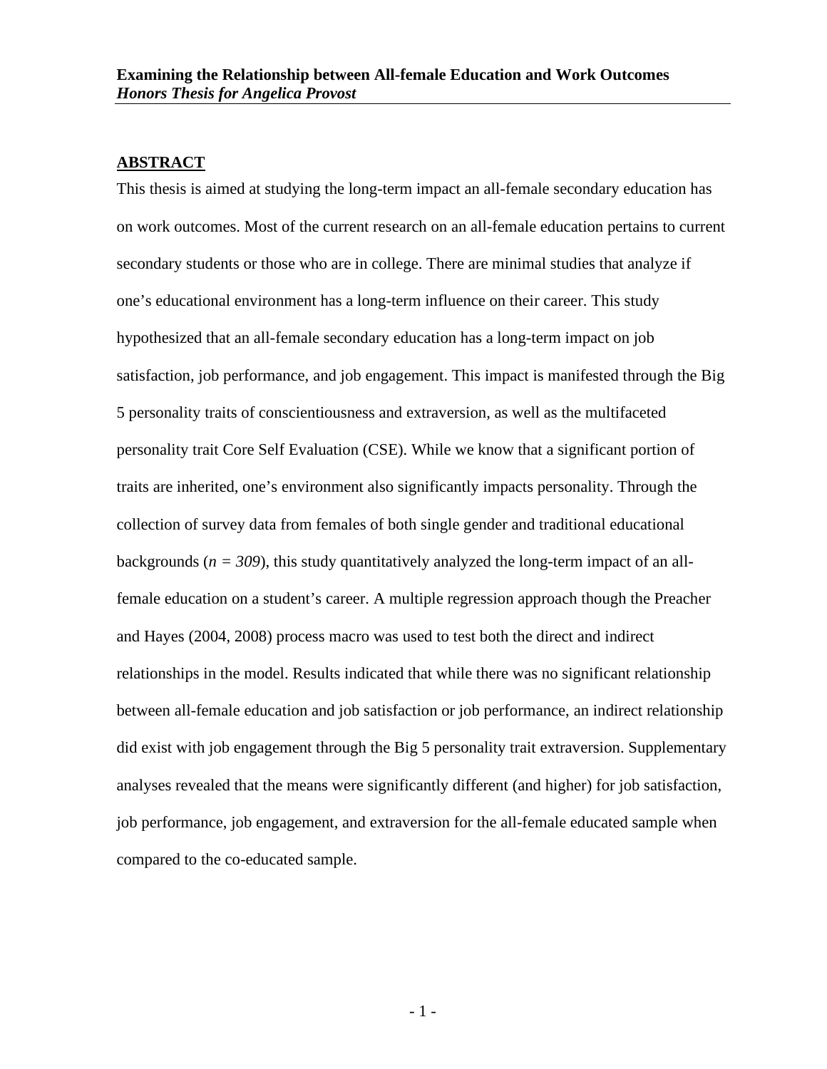## ABSTRACT

This thesis is aimed at studying the long-term impact an all-female secondary education has on work outcomes. Most of the current research on an all-female education pertains to current secondary students or those who are in college. There are minimal studies that analyze if one's educational environment has a long-term influence on their career. This study hypothesized that an all-female secondary education has a long-term impact on job satisfaction, job performance, and job engagement. This impact is manifested through the Big 5 personality traits of conscientiousness and extraversion, as well as the multifaceted personality trait Core Self Evaluation (CSE). While we know that a significant portion of traits are inherited, one's environment also significantly impacts personality. Through the collection of survey data from females of both single gender and traditional educational backgrounds ($n = 309$), this study quantitatively analyzed the long-term impact of an all-female education on a student's career. A multiple regression approach though the Preacher and Hayes (2004, 2008) process macro was used to test both the direct and indirect relationships in the model. Results indicated that while there was no significant relationship between all-female education and job satisfaction or job performance, an indirect relationship did exist with job engagement through the Big 5 personality trait extraversion. Supplementary analyses revealed that the means were significantly different (and higher) for job satisfaction, job performance, job engagement, and extraversion for the all-female educated sample when compared to the co-educated sample.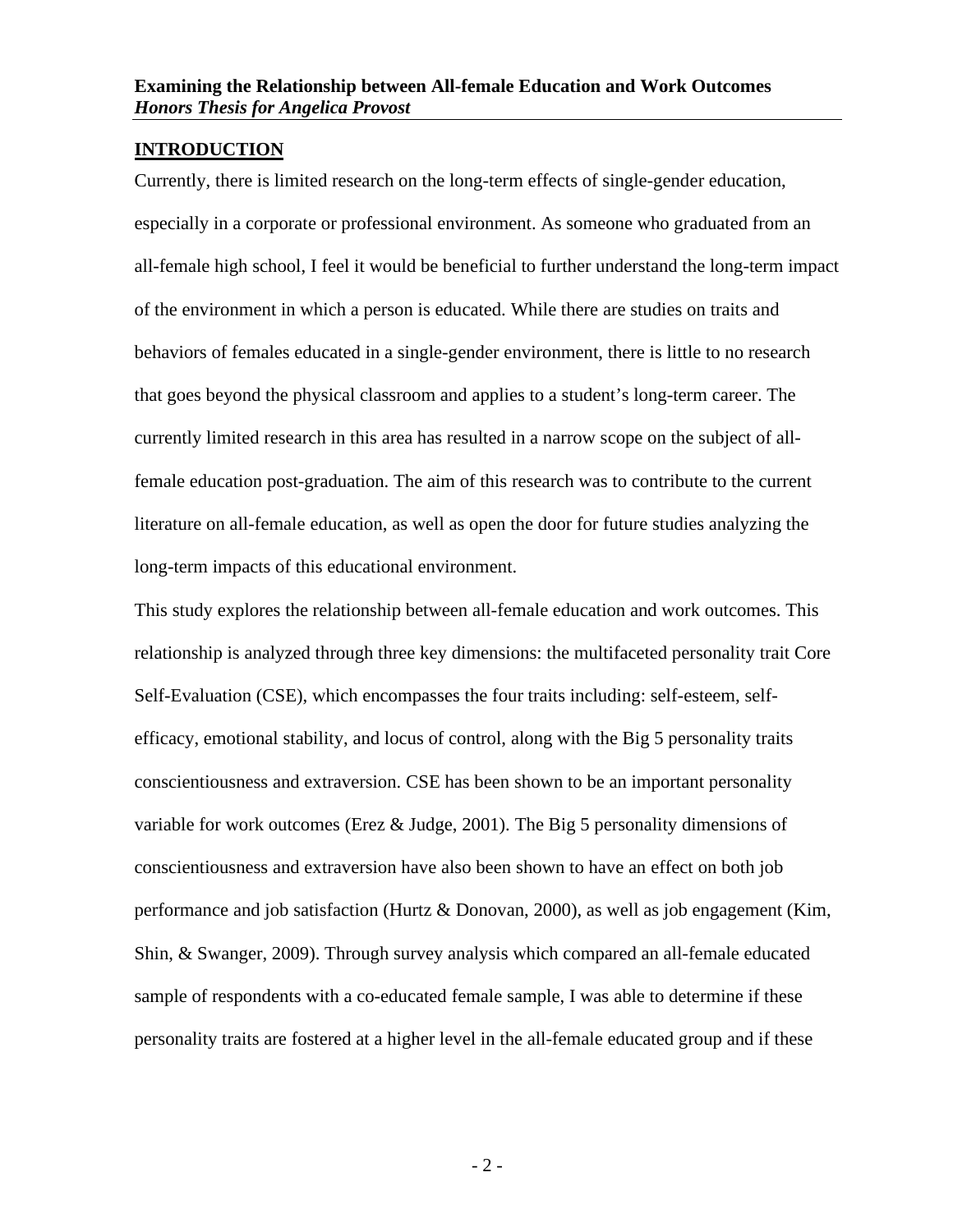## INTRODUCTION

Currently, there is limited research on the long-term effects of single-gender education, especially in a corporate or professional environment. As someone who graduated from an all-female high school, I feel it would be beneficial to further understand the long-term impact of the environment in which a person is educated. While there are studies on traits and behaviors of females educated in a single-gender environment, there is little to no research that goes beyond the physical classroom and applies to a student's long-term career. The currently limited research in this area has resulted in a narrow scope on the subject of all-female education post-graduation. The aim of this research was to contribute to the current literature on all-female education, as well as open the door for future studies analyzing the long-term impacts of this educational environment.

This study explores the relationship between all-female education and work outcomes. This relationship is analyzed through three key dimensions: the multifaceted personality trait Core Self-Evaluation (CSE), which encompasses the four traits including: self-esteem, self-efficacy, emotional stability, and locus of control, along with the Big 5 personality traits conscientiousness and extraversion. CSE has been shown to be an important personality variable for work outcomes (Erez & Judge, 2001). The Big 5 personality dimensions of conscientiousness and extraversion have also been shown to have an effect on both job performance and job satisfaction (Hurtz & Donovan, 2000), as well as job engagement (Kim, Shin, & Swanger, 2009). Through survey analysis which compared an all-female educated sample of respondents with a co-educated female sample, I was able to determine if these personality traits are fostered at a higher level in the all-female educated group and if these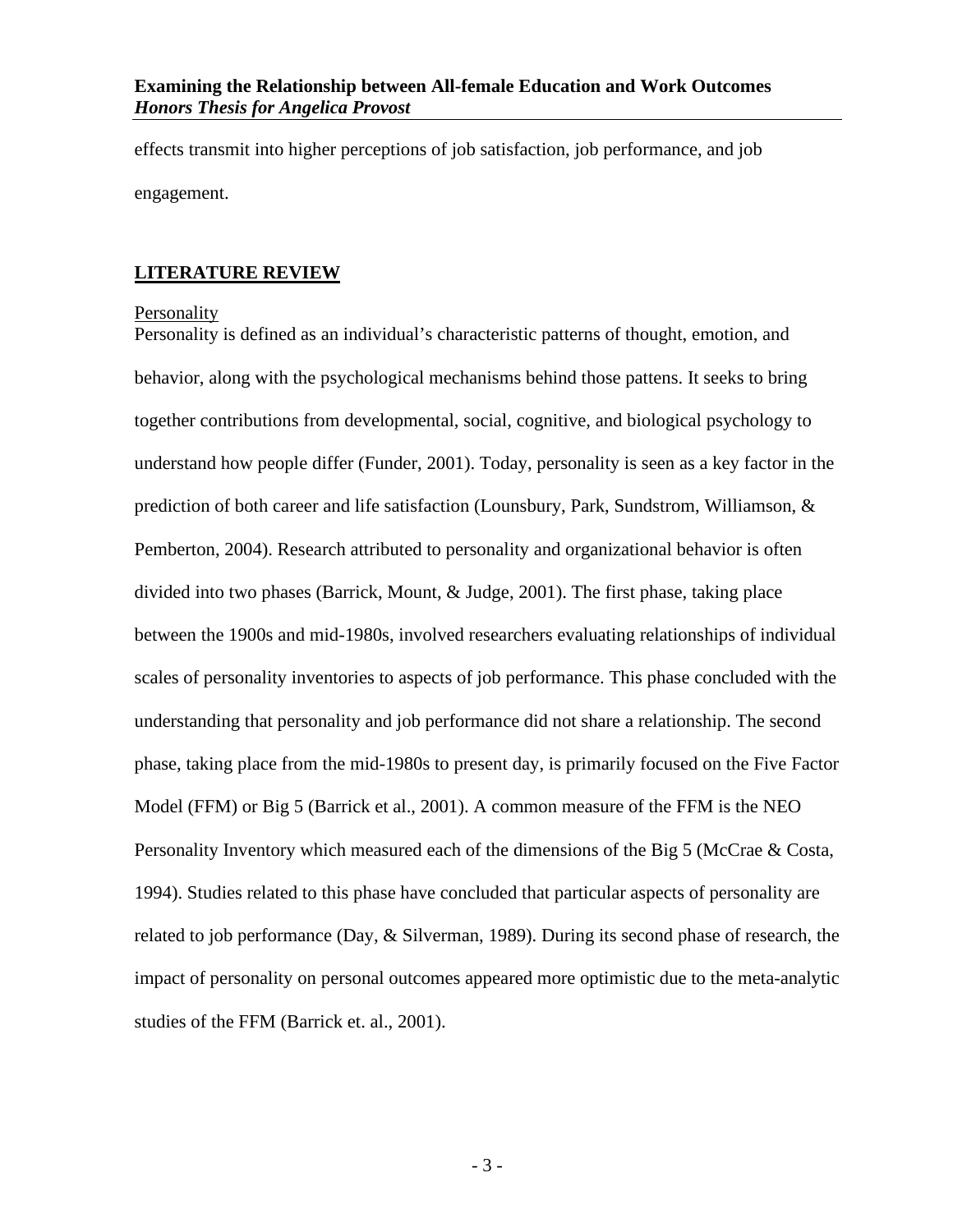effects transmit into higher perceptions of job satisfaction, job performance, and job engagement.

## LITERATURE REVIEW

### Personality

Personality is defined as an individual's characteristic patterns of thought, emotion, and behavior, along with the psychological mechanisms behind those pattens. It seeks to bring together contributions from developmental, social, cognitive, and biological psychology to understand how people differ (Funder, 2001). Today, personality is seen as a key factor in the prediction of both career and life satisfaction (Lounsbury, Park, Sundstrom, Williamson, & Pemberton, 2004). Research attributed to personality and organizational behavior is often divided into two phases (Barrick, Mount, & Judge, 2001). The first phase, taking place between the 1900s and mid-1980s, involved researchers evaluating relationships of individual scales of personality inventories to aspects of job performance. This phase concluded with the understanding that personality and job performance did not share a relationship. The second phase, taking place from the mid-1980s to present day, is primarily focused on the Five Factor Model (FFM) or Big 5 (Barrick et al., 2001). A common measure of the FFM is the NEO Personality Inventory which measured each of the dimensions of the Big 5 (McCrae & Costa, 1994). Studies related to this phase have concluded that particular aspects of personality are related to job performance (Day, & Silverman, 1989). During its second phase of research, the impact of personality on personal outcomes appeared more optimistic due to the meta-analytic studies of the FFM (Barrick et. al., 2001).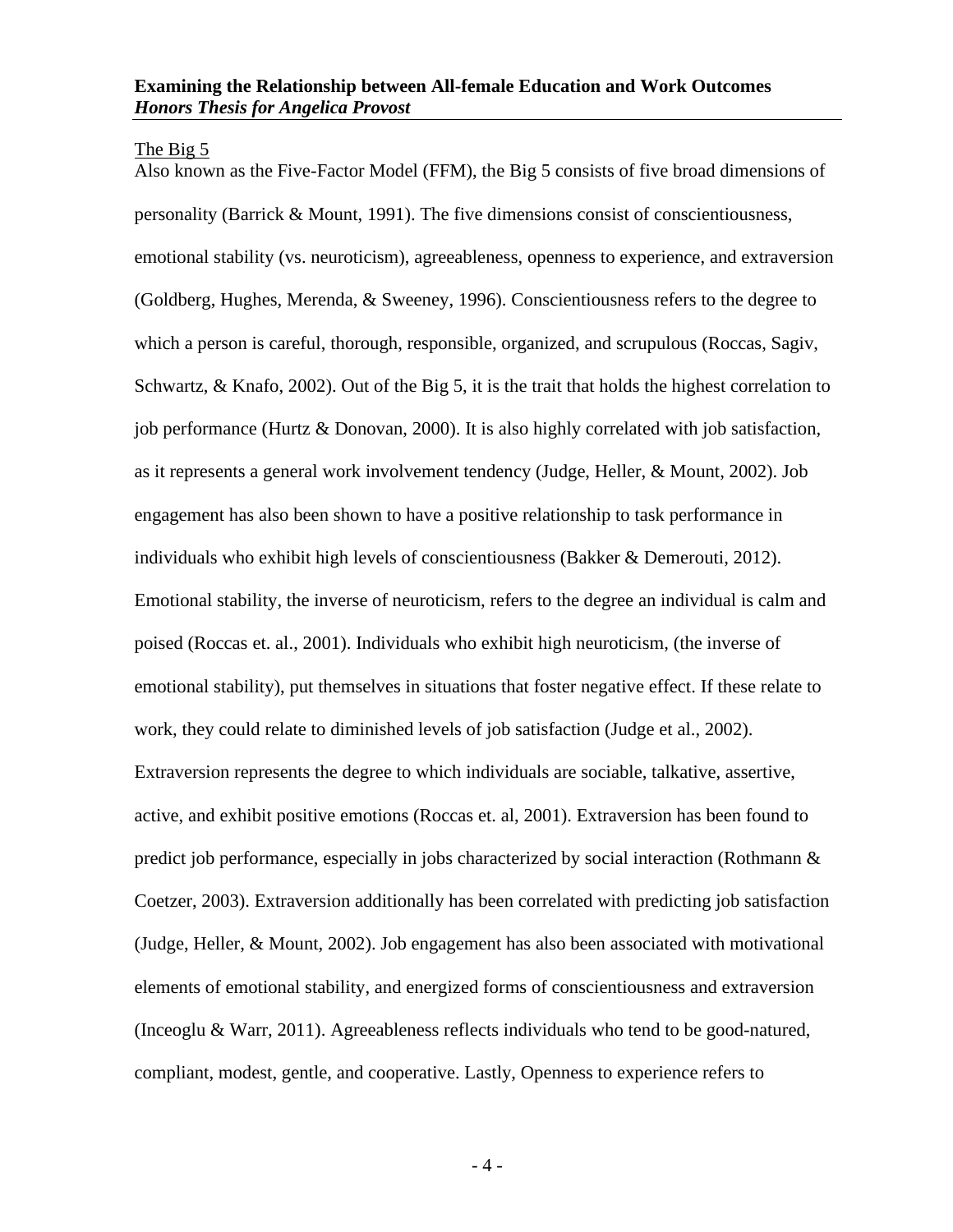The Big 5

Also known as the Five-Factor Model (FFM), the Big 5 consists of five broad dimensions of personality (Barrick & Mount, 1991). The five dimensions consist of conscientiousness, emotional stability (vs. neuroticism), agreeableness, openness to experience, and extraversion (Goldberg, Hughes, Merenda, & Sweeney, 1996). Conscientiousness refers to the degree to which a person is careful, thorough, responsible, organized, and scrupulous (Roccas, Sagiv, Schwartz, & Knafo, 2002). Out of the Big 5, it is the trait that holds the highest correlation to job performance (Hurtz & Donovan, 2000). It is also highly correlated with job satisfaction, as it represents a general work involvement tendency (Judge, Heller, & Mount, 2002). Job engagement has also been shown to have a positive relationship to task performance in individuals who exhibit high levels of conscientiousness (Bakker & Demerouti, 2012). Emotional stability, the inverse of neuroticism, refers to the degree an individual is calm and poised (Roccas et. al., 2001). Individuals who exhibit high neuroticism, (the inverse of emotional stability), put themselves in situations that foster negative effect. If these relate to work, they could relate to diminished levels of job satisfaction (Judge et al., 2002). Extraversion represents the degree to which individuals are sociable, talkative, assertive, active, and exhibit positive emotions (Roccas et. al, 2001). Extraversion has been found to predict job performance, especially in jobs characterized by social interaction (Rothmann & Coetzer, 2003). Extraversion additionally has been correlated with predicting job satisfaction (Judge, Heller, & Mount, 2002). Job engagement has also been associated with motivational elements of emotional stability, and energized forms of conscientiousness and extraversion (Inceoglu & Warr, 2011). Agreeableness reflects individuals who tend to be good-natured, compliant, modest, gentle, and cooperative. Lastly, Openness to experience refers to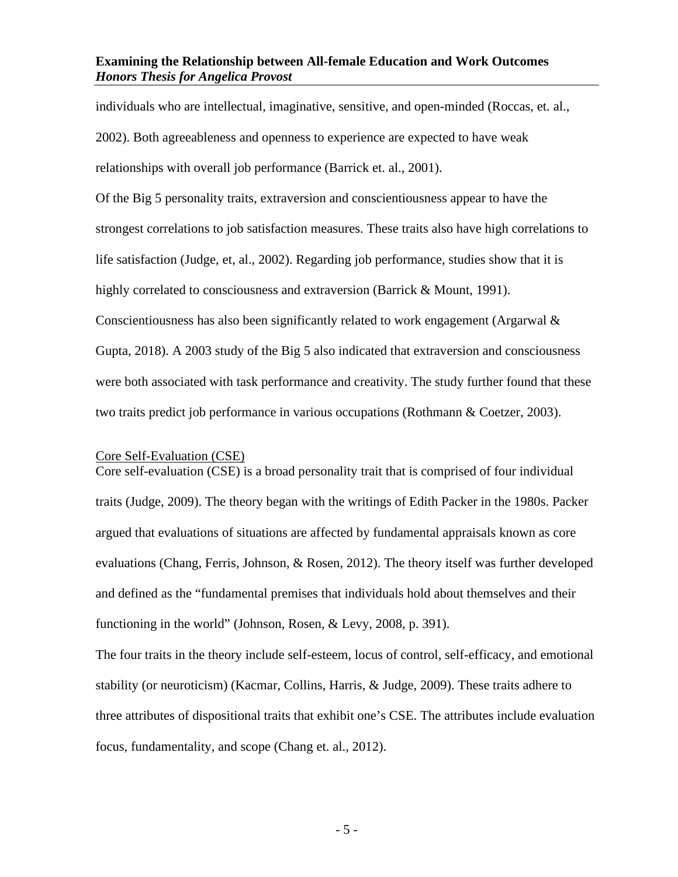individuals who are intellectual, imaginative, sensitive, and open-minded (Roccas, et. al., 2002). Both agreeableness and openness to experience are expected to have weak relationships with overall job performance (Barrick et. al., 2001).

Of the Big 5 personality traits, extraversion and conscientiousness appear to have the strongest correlations to job satisfaction measures. These traits also have high correlations to life satisfaction (Judge, et, al., 2002). Regarding job performance, studies show that it is highly correlated to consciousness and extraversion (Barrick & Mount, 1991). Conscientiousness has also been significantly related to work engagement (Argarwal & Gupta, 2018). A 2003 study of the Big 5 also indicated that extraversion and consciousness were both associated with task performance and creativity. The study further found that these two traits predict job performance in various occupations (Rothmann & Coetzer, 2003).

<u>Core Self-Evaluation (CSE)</u>

Core self-evaluation (CSE) is a broad personality trait that is comprised of four individual traits (Judge, 2009). The theory began with the writings of Edith Packer in the 1980s. Packer argued that evaluations of situations are affected by fundamental appraisals known as core evaluations (Chang, Ferris, Johnson, & Rosen, 2012). The theory itself was further developed and defined as the "fundamental premises that individuals hold about themselves and their functioning in the world" (Johnson, Rosen, & Levy, 2008, p. 391).

The four traits in the theory include self-esteem, locus of control, self-efficacy, and emotional stability (or neuroticism) (Kacmar, Collins, Harris, & Judge, 2009). These traits adhere to three attributes of dispositional traits that exhibit one's CSE. The attributes include evaluation focus, fundamentality, and scope (Chang et. al., 2012).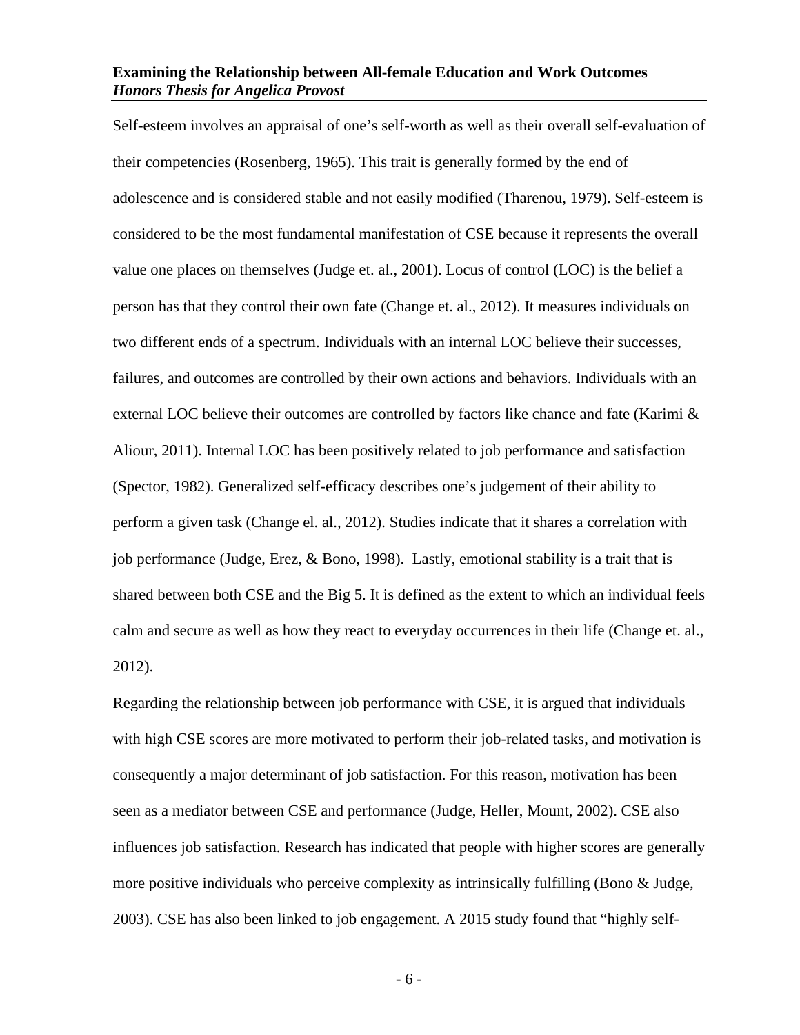Self-esteem involves an appraisal of one's self-worth as well as their overall self-evaluation of their competencies (Rosenberg, 1965). This trait is generally formed by the end of adolescence and is considered stable and not easily modified (Tharenou, 1979). Self-esteem is considered to be the most fundamental manifestation of CSE because it represents the overall value one places on themselves (Judge et. al., 2001). Locus of control (LOC) is the belief a person has that they control their own fate (Change et. al., 2012). It measures individuals on two different ends of a spectrum. Individuals with an internal LOC believe their successes, failures, and outcomes are controlled by their own actions and behaviors. Individuals with an external LOC believe their outcomes are controlled by factors like chance and fate (Karimi & Aliour, 2011). Internal LOC has been positively related to job performance and satisfaction (Spector, 1982). Generalized self-efficacy describes one's judgement of their ability to perform a given task (Change el. al., 2012). Studies indicate that it shares a correlation with job performance (Judge, Erez, & Bono, 1998). Lastly, emotional stability is a trait that is shared between both CSE and the Big 5. It is defined as the extent to which an individual feels calm and secure as well as how they react to everyday occurrences in their life (Change et. al., 2012).

Regarding the relationship between job performance with CSE, it is argued that individuals with high CSE scores are more motivated to perform their job-related tasks, and motivation is consequently a major determinant of job satisfaction. For this reason, motivation has been seen as a mediator between CSE and performance (Judge, Heller, Mount, 2002). CSE also influences job satisfaction. Research has indicated that people with higher scores are generally more positive individuals who perceive complexity as intrinsically fulfilling (Bono & Judge, 2003). CSE has also been linked to job engagement. A 2015 study found that "highly self-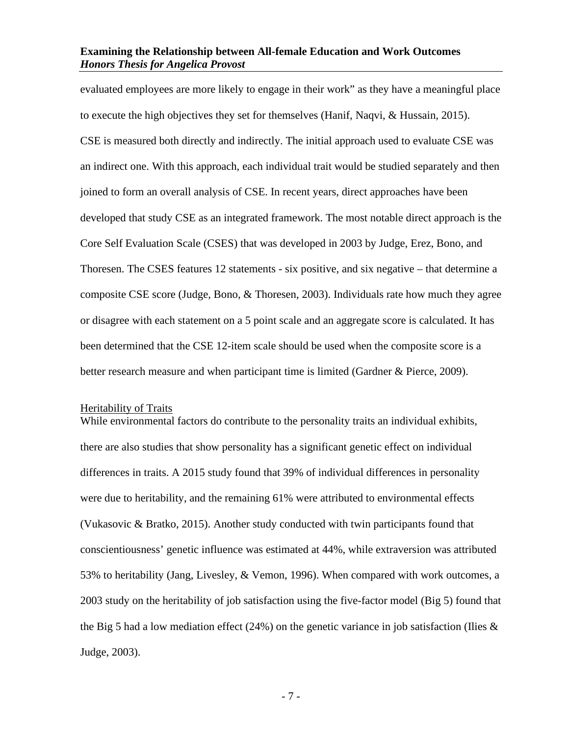evaluated employees are more likely to engage in their work" as they have a meaningful place to execute the high objectives they set for themselves (Hanif, Naqvi, & Hussain, 2015). CSE is measured both directly and indirectly. The initial approach used to evaluate CSE was an indirect one. With this approach, each individual trait would be studied separately and then joined to form an overall analysis of CSE. In recent years, direct approaches have been developed that study CSE as an integrated framework. The most notable direct approach is the Core Self Evaluation Scale (CSES) that was developed in 2003 by Judge, Erez, Bono, and Thoresen. The CSES features 12 statements - six positive, and six negative – that determine a composite CSE score (Judge, Bono, & Thoresen, 2003). Individuals rate how much they agree or disagree with each statement on a 5 point scale and an aggregate score is calculated. It has been determined that the CSE 12-item scale should be used when the composite score is a better research measure and when participant time is limited (Gardner & Pierce, 2009).

<u>Heritability of Traits</u>

While environmental factors do contribute to the personality traits an individual exhibits, there are also studies that show personality has a significant genetic effect on individual differences in traits. A 2015 study found that 39% of individual differences in personality were due to heritability, and the remaining 61% were attributed to environmental effects (Vukasovic & Bratko, 2015). Another study conducted with twin participants found that conscientiousness' genetic influence was estimated at 44%, while extraversion was attributed 53% to heritability (Jang, Livesley, & Vemon, 1996). When compared with work outcomes, a 2003 study on the heritability of job satisfaction using the five-factor model (Big 5) found that the Big 5 had a low mediation effect (24%) on the genetic variance in job satisfaction (Ilies & Judge, 2003).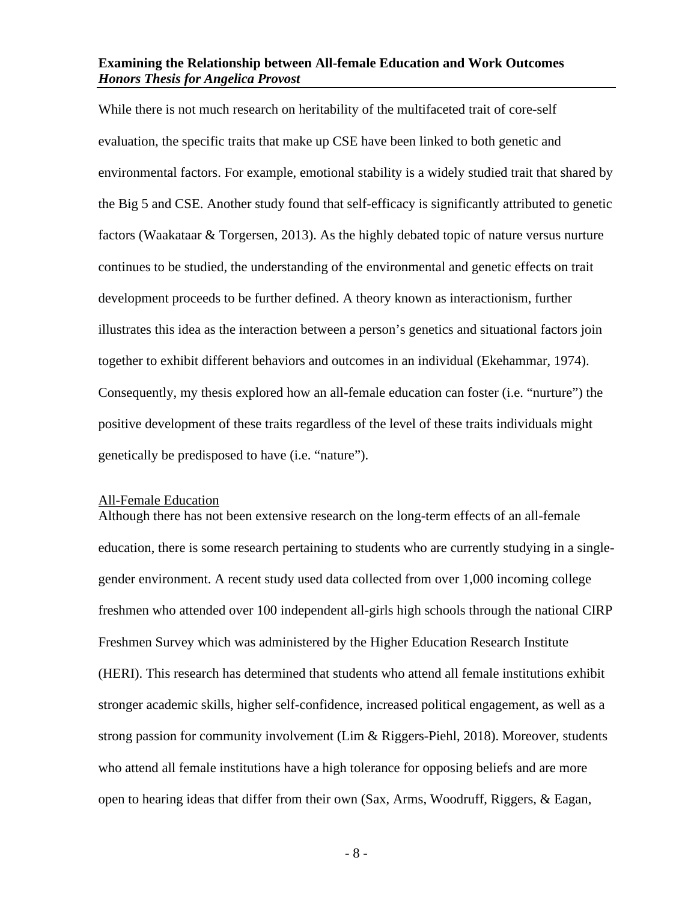While there is not much research on heritability of the multifaceted trait of core-self evaluation, the specific traits that make up CSE have been linked to both genetic and environmental factors. For example, emotional stability is a widely studied trait that shared by the Big 5 and CSE. Another study found that self-efficacy is significantly attributed to genetic factors (Waakataar & Torgersen, 2013). As the highly debated topic of nature versus nurture continues to be studied, the understanding of the environmental and genetic effects on trait development proceeds to be further defined. A theory known as interactionism, further illustrates this idea as the interaction between a person's genetics and situational factors join together to exhibit different behaviors and outcomes in an individual (Ekehammar, 1974). Consequently, my thesis explored how an all-female education can foster (i.e. "nurture") the positive development of these traits regardless of the level of these traits individuals might genetically be predisposed to have (i.e. "nature").

## All-Female Education

Although there has not been extensive research on the long-term effects of an all-female education, there is some research pertaining to students who are currently studying in a single-gender environment. A recent study used data collected from over 1,000 incoming college freshmen who attended over 100 independent all-girls high schools through the national CIRP Freshmen Survey which was administered by the Higher Education Research Institute (HERI). This research has determined that students who attend all female institutions exhibit stronger academic skills, higher self-confidence, increased political engagement, as well as a strong passion for community involvement (Lim & Riggers-Piehl, 2018). Moreover, students who attend all female institutions have a high tolerance for opposing beliefs and are more open to hearing ideas that differ from their own (Sax, Arms, Woodruff, Riggers, & Eagan,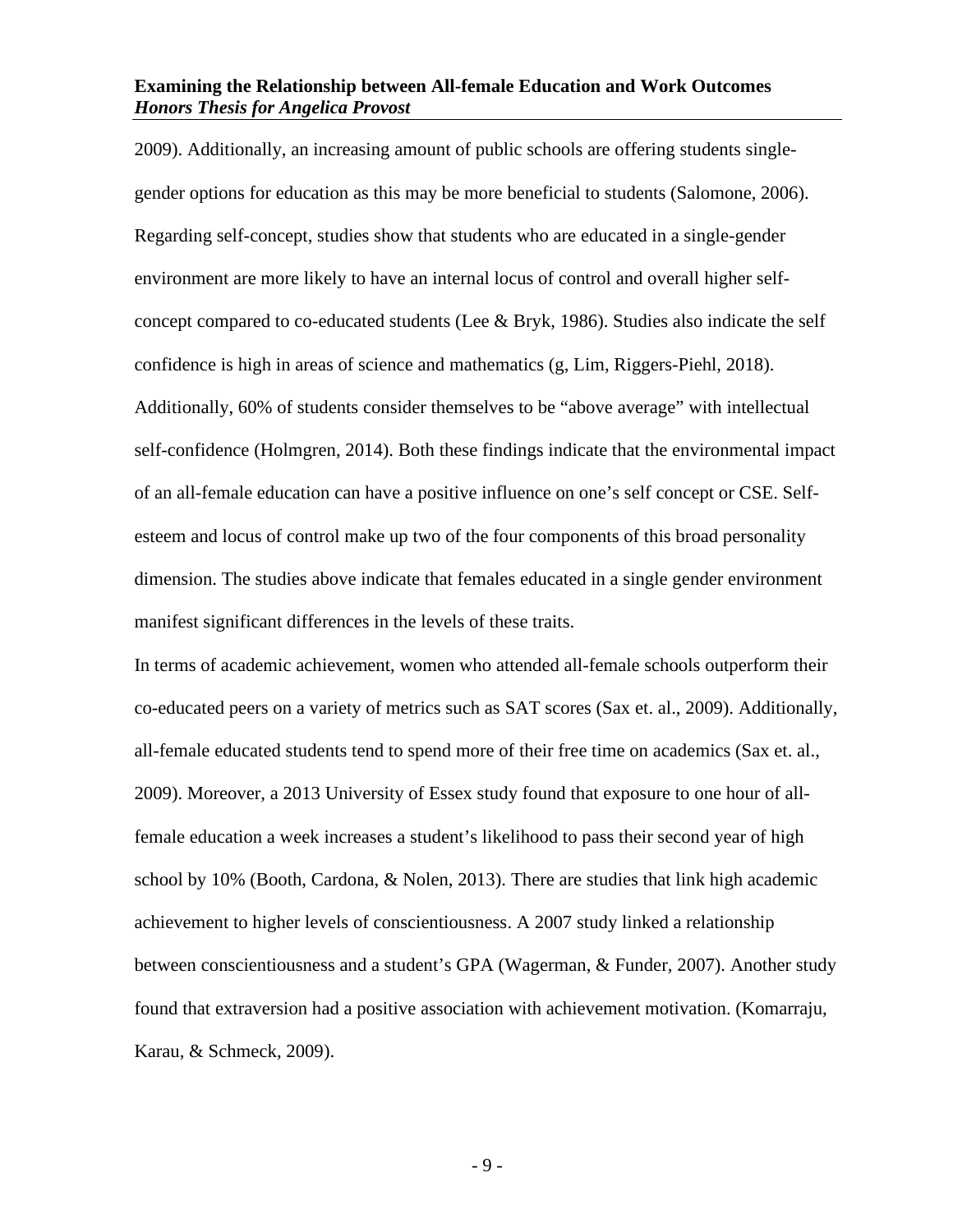2009). Additionally, an increasing amount of public schools are offering students single-gender options for education as this may be more beneficial to students (Salomone, 2006). Regarding self-concept, studies show that students who are educated in a single-gender environment are more likely to have an internal locus of control and overall higher self-concept compared to co-educated students (Lee & Bryk, 1986). Studies also indicate the self confidence is high in areas of science and mathematics (g, Lim, Riggers-Piehl, 2018). Additionally, 60% of students consider themselves to be "above average" with intellectual self-confidence (Holmgren, 2014). Both these findings indicate that the environmental impact of an all-female education can have a positive influence on one's self concept or CSE. Self-esteem and locus of control make up two of the four components of this broad personality dimension. The studies above indicate that females educated in a single gender environment manifest significant differences in the levels of these traits.

In terms of academic achievement, women who attended all-female schools outperform their co-educated peers on a variety of metrics such as SAT scores (Sax et. al., 2009). Additionally, all-female educated students tend to spend more of their free time on academics (Sax et. al., 2009). Moreover, a 2013 University of Essex study found that exposure to one hour of all-female education a week increases a student's likelihood to pass their second year of high school by 10% (Booth, Cardona, & Nolen, 2013). There are studies that link high academic achievement to higher levels of conscientiousness. A 2007 study linked a relationship between conscientiousness and a student's GPA (Wagerman, & Funder, 2007). Another study found that extraversion had a positive association with achievement motivation. (Komarraju, Karau, & Schmeck, 2009).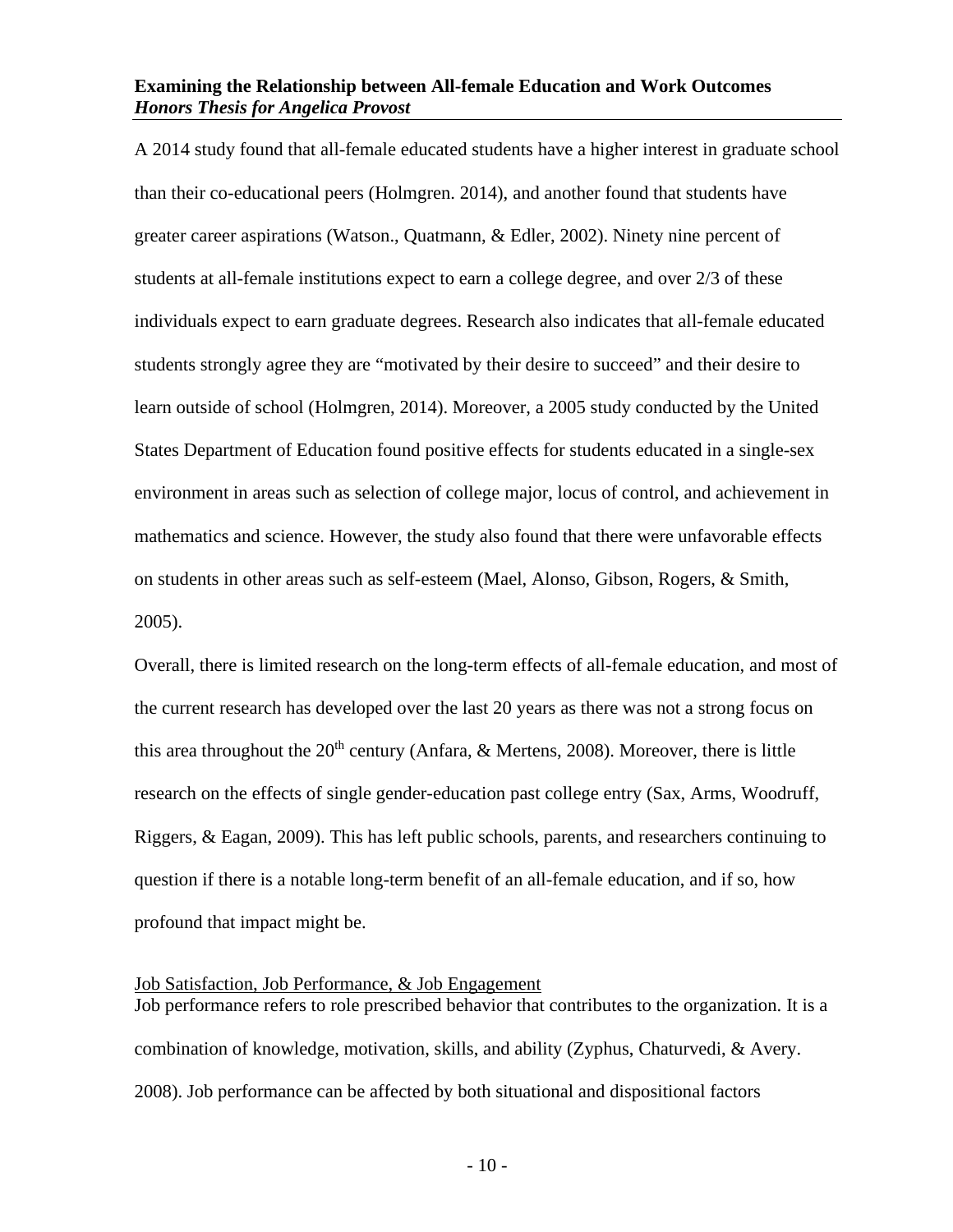A 2014 study found that all-female educated students have a higher interest in graduate school than their co-educational peers (Holmgren. 2014), and another found that students have greater career aspirations (Watson., Quatmann, & Edler, 2002). Ninety nine percent of students at all-female institutions expect to earn a college degree, and over 2/3 of these individuals expect to earn graduate degrees. Research also indicates that all-female educated students strongly agree they are "motivated by their desire to succeed" and their desire to learn outside of school (Holmgren, 2014). Moreover, a 2005 study conducted by the United States Department of Education found positive effects for students educated in a single-sex environment in areas such as selection of college major, locus of control, and achievement in mathematics and science. However, the study also found that there were unfavorable effects on students in other areas such as self-esteem (Mael, Alonso, Gibson, Rogers, & Smith, 2005).

Overall, there is limited research on the long-term effects of all-female education, and most of the current research has developed over the last 20 years as there was not a strong focus on this area throughout the 20th century (Anfara, & Mertens, 2008). Moreover, there is little research on the effects of single gender-education past college entry (Sax, Arms, Woodruff, Riggers, & Eagan, 2009). This has left public schools, parents, and researchers continuing to question if there is a notable long-term benefit of an all-female education, and if so, how profound that impact might be.

### Job Satisfaction, Job Performance, & Job Engagement

Job performance refers to role prescribed behavior that contributes to the organization. It is a combination of knowledge, motivation, skills, and ability (Zyphus, Chaturvedi, & Avery. 2008). Job performance can be affected by both situational and dispositional factors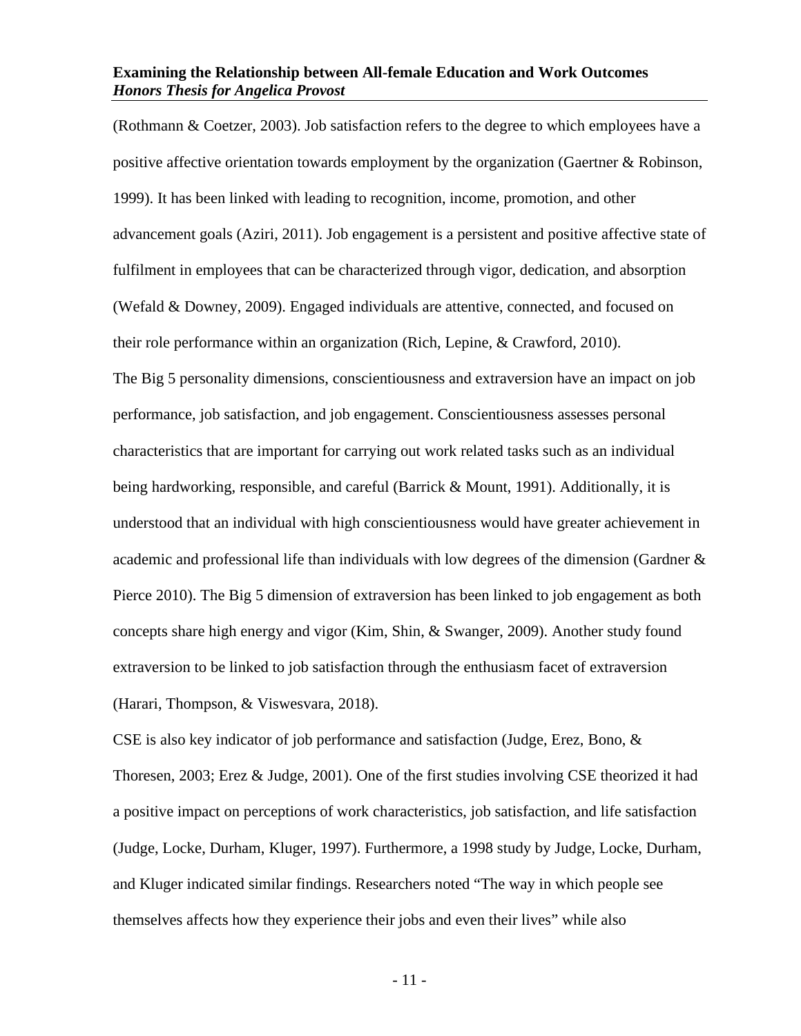(Rothmann & Coetzer, 2003). Job satisfaction refers to the degree to which employees have a positive affective orientation towards employment by the organization (Gaertner & Robinson, 1999). It has been linked with leading to recognition, income, promotion, and other advancement goals (Aziri, 2011). Job engagement is a persistent and positive affective state of fulfilment in employees that can be characterized through vigor, dedication, and absorption (Wefald & Downey, 2009). Engaged individuals are attentive, connected, and focused on their role performance within an organization (Rich, Lepine, & Crawford, 2010).

The Big 5 personality dimensions, conscientiousness and extraversion have an impact on job performance, job satisfaction, and job engagement. Conscientiousness assesses personal characteristics that are important for carrying out work related tasks such as an individual being hardworking, responsible, and careful (Barrick & Mount, 1991). Additionally, it is understood that an individual with high conscientiousness would have greater achievement in academic and professional life than individuals with low degrees of the dimension (Gardner & Pierce 2010). The Big 5 dimension of extraversion has been linked to job engagement as both concepts share high energy and vigor (Kim, Shin, & Swanger, 2009). Another study found extraversion to be linked to job satisfaction through the enthusiasm facet of extraversion (Harari, Thompson, & Viswesvara, 2018).

CSE is also key indicator of job performance and satisfaction (Judge, Erez, Bono, & Thoresen, 2003; Erez & Judge, 2001). One of the first studies involving CSE theorized it had a positive impact on perceptions of work characteristics, job satisfaction, and life satisfaction (Judge, Locke, Durham, Kluger, 1997). Furthermore, a 1998 study by Judge, Locke, Durham, and Kluger indicated similar findings. Researchers noted "The way in which people see themselves affects how they experience their jobs and even their lives" while also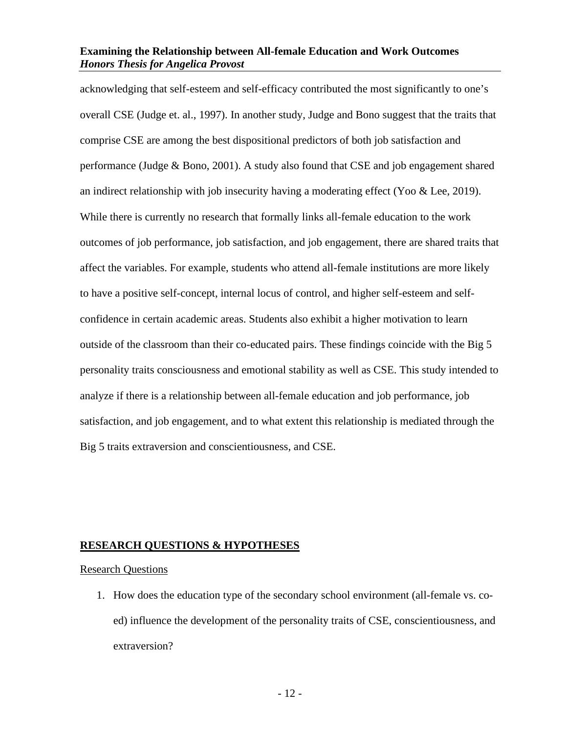acknowledging that self-esteem and self-efficacy contributed the most significantly to one's overall CSE (Judge et. al., 1997). In another study, Judge and Bono suggest that the traits that comprise CSE are among the best dispositional predictors of both job satisfaction and performance (Judge & Bono, 2001). A study also found that CSE and job engagement shared an indirect relationship with job insecurity having a moderating effect (Yoo & Lee, 2019). While there is currently no research that formally links all-female education to the work outcomes of job performance, job satisfaction, and job engagement, there are shared traits that affect the variables. For example, students who attend all-female institutions are more likely to have a positive self-concept, internal locus of control, and higher self-esteem and self-confidence in certain academic areas. Students also exhibit a higher motivation to learn outside of the classroom than their co-educated pairs. These findings coincide with the Big 5 personality traits consciousness and emotional stability as well as CSE. This study intended to analyze if there is a relationship between all-female education and job performance, job satisfaction, and job engagement, and to what extent this relationship is mediated through the Big 5 traits extraversion and conscientiousness, and CSE.

## RESEARCH QUESTIONS & HYPOTHESES

### Research Questions

1. How does the education type of the secondary school environment (all-female vs. co-ed) influence the development of the personality traits of CSE, conscientiousness, and extraversion?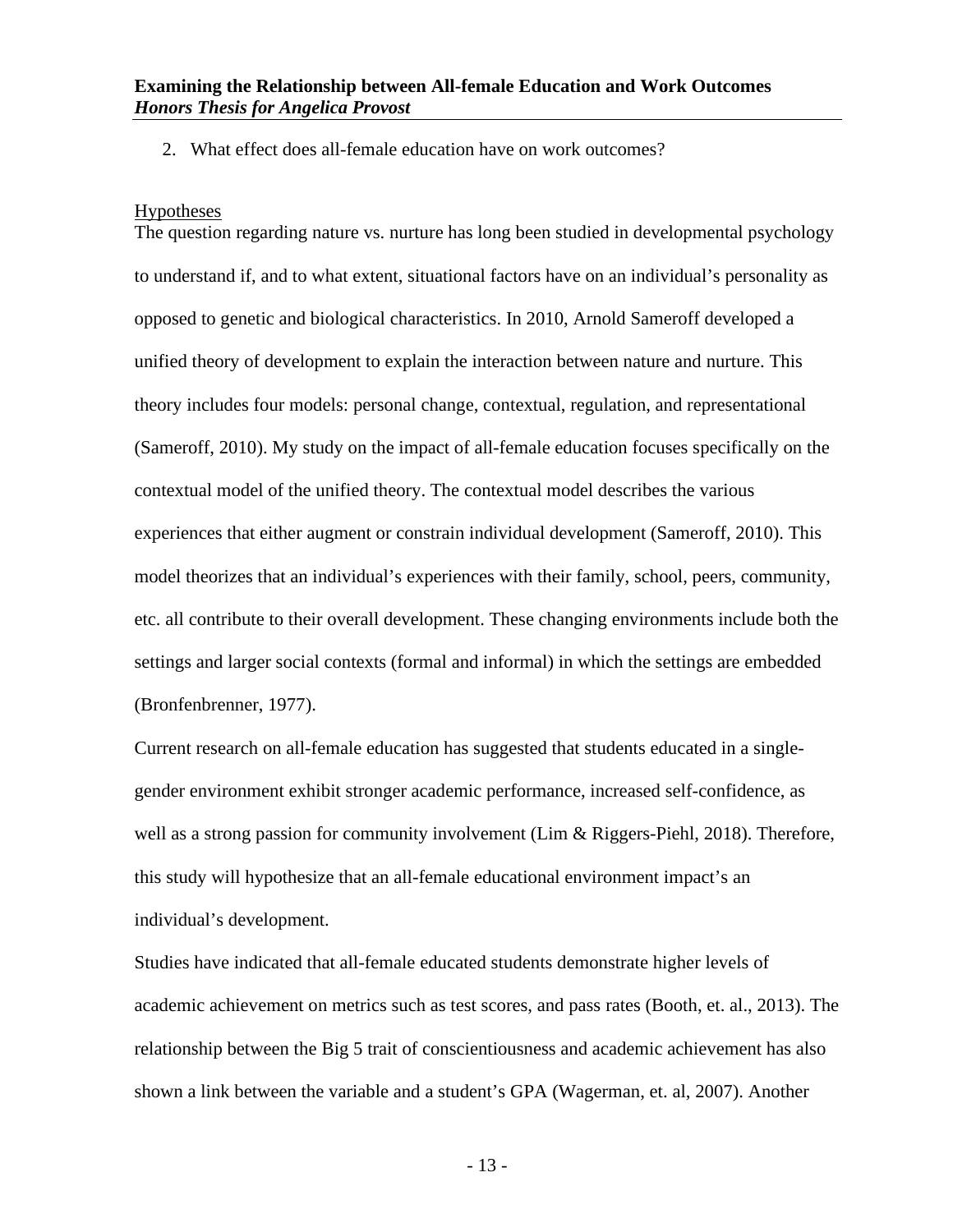2. What effect does all-female education have on work outcomes?

Hypotheses

The question regarding nature vs. nurture has long been studied in developmental psychology to understand if, and to what extent, situational factors have on an individual's personality as opposed to genetic and biological characteristics. In 2010, Arnold Sameroff developed a unified theory of development to explain the interaction between nature and nurture. This theory includes four models: personal change, contextual, regulation, and representational (Sameroff, 2010). My study on the impact of all-female education focuses specifically on the contextual model of the unified theory. The contextual model describes the various experiences that either augment or constrain individual development (Sameroff, 2010). This model theorizes that an individual's experiences with their family, school, peers, community, etc. all contribute to their overall development. These changing environments include both the settings and larger social contexts (formal and informal) in which the settings are embedded (Bronfenbrenner, 1977).

Current research on all-female education has suggested that students educated in a single-gender environment exhibit stronger academic performance, increased self-confidence, as well as a strong passion for community involvement (Lim & Riggers-Piehl, 2018). Therefore, this study will hypothesize that an all-female educational environment impact's an individual's development.

Studies have indicated that all-female educated students demonstrate higher levels of academic achievement on metrics such as test scores, and pass rates (Booth, et. al., 2013). The relationship between the Big 5 trait of conscientiousness and academic achievement has also shown a link between the variable and a student's GPA (Wagerman, et. al, 2007). Another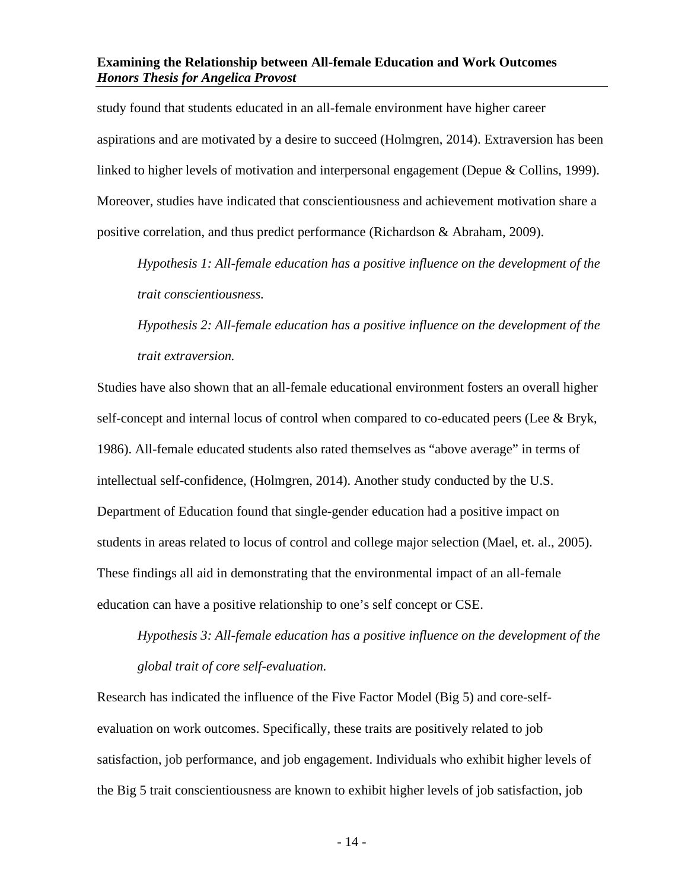study found that students educated in an all-female environment have higher career aspirations and are motivated by a desire to succeed (Holmgren, 2014). Extraversion has been linked to higher levels of motivation and interpersonal engagement (Depue & Collins, 1999). Moreover, studies have indicated that conscientiousness and achievement motivation share a positive correlation, and thus predict performance (Richardson & Abraham, 2009).

*Hypothesis 1: All-female education has a positive influence on the development of the trait conscientiousness.*

*Hypothesis 2: All-female education has a positive influence on the development of the trait extraversion.*

Studies have also shown that an all-female educational environment fosters an overall higher self-concept and internal locus of control when compared to co-educated peers (Lee & Bryk, 1986). All-female educated students also rated themselves as "above average" in terms of intellectual self-confidence, (Holmgren, 2014). Another study conducted by the U.S. Department of Education found that single-gender education had a positive impact on students in areas related to locus of control and college major selection (Mael, et. al., 2005). These findings all aid in demonstrating that the environmental impact of an all-female education can have a positive relationship to one's self concept or CSE.

*Hypothesis 3: All-female education has a positive influence on the development of the global trait of core self-evaluation.*

Research has indicated the influence of the Five Factor Model (Big 5) and core-self-evaluation on work outcomes. Specifically, these traits are positively related to job satisfaction, job performance, and job engagement. Individuals who exhibit higher levels of the Big 5 trait conscientiousness are known to exhibit higher levels of job satisfaction, job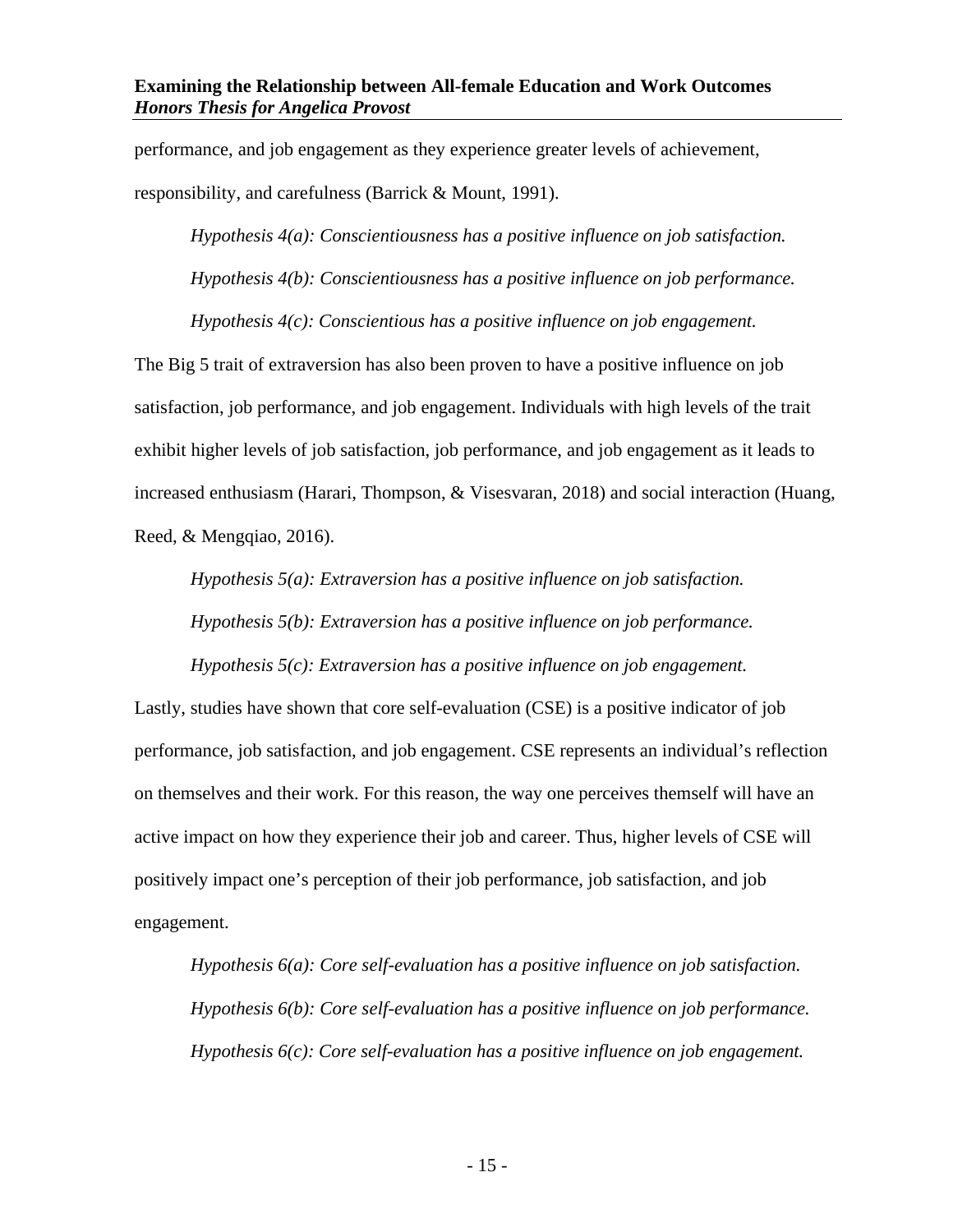performance, and job engagement as they experience greater levels of achievement, responsibility, and carefulness (Barrick & Mount, 1991).

*Hypothesis 4(a): Conscientiousness has a positive influence on job satisfaction.*

*Hypothesis 4(b): Conscientiousness has a positive influence on job performance.*

*Hypothesis 4(c): Conscientious has a positive influence on job engagement.*

The Big 5 trait of extraversion has also been proven to have a positive influence on job satisfaction, job performance, and job engagement. Individuals with high levels of the trait exhibit higher levels of job satisfaction, job performance, and job engagement as it leads to increased enthusiasm (Harari, Thompson, & Visesvaran, 2018) and social interaction (Huang, Reed, & Mengqiao, 2016).

*Hypothesis 5(a): Extraversion has a positive influence on job satisfaction.*

*Hypothesis 5(b): Extraversion has a positive influence on job performance.*

*Hypothesis 5(c): Extraversion has a positive influence on job engagement.*

Lastly, studies have shown that core self-evaluation (CSE) is a positive indicator of job performance, job satisfaction, and job engagement. CSE represents an individual's reflection on themselves and their work. For this reason, the way one perceives themself will have an active impact on how they experience their job and career. Thus, higher levels of CSE will positively impact one's perception of their job performance, job satisfaction, and job engagement.

*Hypothesis 6(a): Core self-evaluation has a positive influence on job satisfaction.*

*Hypothesis 6(b): Core self-evaluation has a positive influence on job performance.*

*Hypothesis 6(c): Core self-evaluation has a positive influence on job engagement.*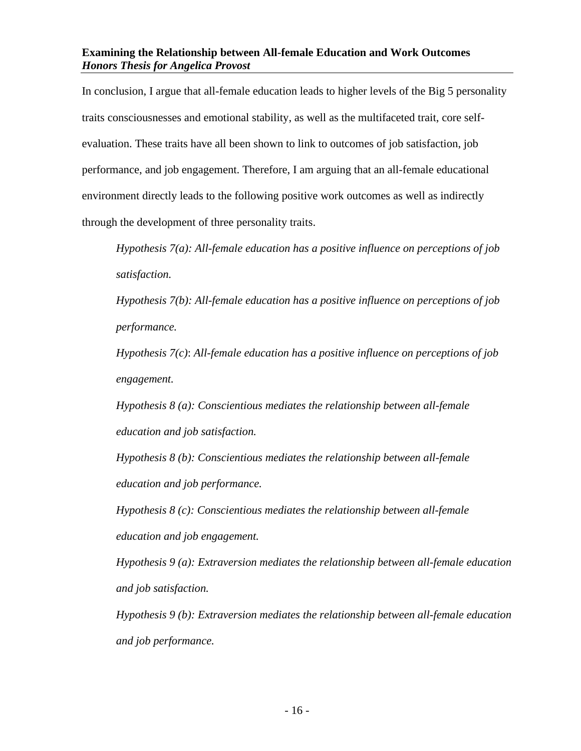In conclusion, I argue that all-female education leads to higher levels of the Big 5 personality traits consciousnesses and emotional stability, as well as the multifaceted trait, core self-evaluation. These traits have all been shown to link to outcomes of job satisfaction, job performance, and job engagement. Therefore, I am arguing that an all-female educational environment directly leads to the following positive work outcomes as well as indirectly through the development of three personality traits.

> *Hypothesis 7(a): All-female education has a positive influence on perceptions of job satisfaction.*
>
> *Hypothesis 7(b): All-female education has a positive influence on perceptions of job performance.*
>
> *Hypothesis 7(c)*: *All-female education has a positive influence on perceptions of job engagement.*
>
> *Hypothesis 8 (a): Conscientious mediates the relationship between all-female education and job satisfaction.*
>
> *Hypothesis 8 (b): Conscientious mediates the relationship between all-female education and job performance.*
>
> *Hypothesis 8 (c): Conscientious mediates the relationship between all-female education and job engagement.*
>
> *Hypothesis 9 (a): Extraversion mediates the relationship between all-female education and job satisfaction.*
>
> *Hypothesis 9 (b): Extraversion mediates the relationship between all-female education and job performance.*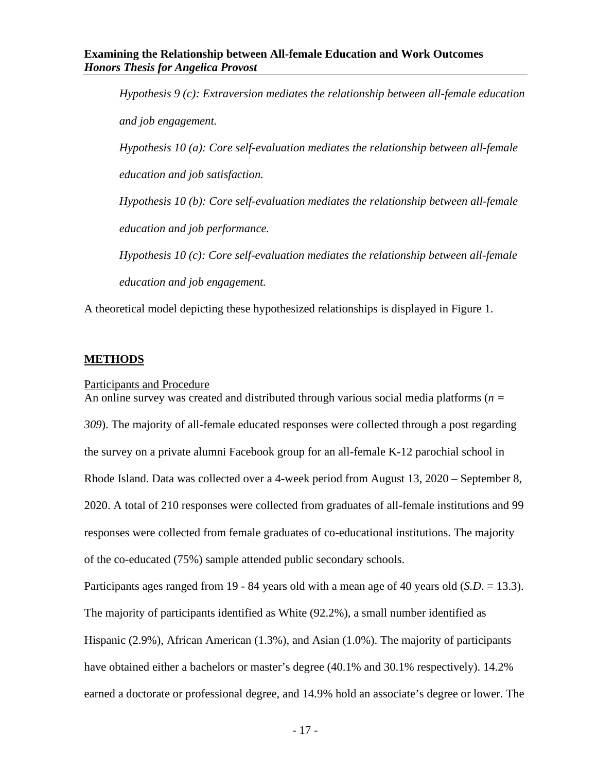*Hypothesis 9 (c): Extraversion mediates the relationship between all-female education and job engagement.*

*Hypothesis 10 (a): Core self-evaluation mediates the relationship between all-female education and job satisfaction.*

*Hypothesis 10 (b): Core self-evaluation mediates the relationship between all-female education and job performance.*

*Hypothesis 10 (c): Core self-evaluation mediates the relationship between all-female education and job engagement.*

A theoretical model depicting these hypothesized relationships is displayed in Figure 1.

## METHODS

### Participants and Procedure

An online survey was created and distributed through various social media platforms ($n = 309$). The majority of all-female educated responses were collected through a post regarding the survey on a private alumni Facebook group for an all-female K-12 parochial school in Rhode Island. Data was collected over a 4-week period from August 13, 2020 – September 8, 2020. A total of 210 responses were collected from graduates of all-female institutions and 99 responses were collected from female graduates of co-educational institutions. The majority of the co-educated (75%) sample attended public secondary schools.

Participants ages ranged from 19 - 84 years old with a mean age of 40 years old (*S.D.* = 13.3). The majority of participants identified as White (92.2%), a small number identified as Hispanic (2.9%), African American (1.3%), and Asian (1.0%). The majority of participants have obtained either a bachelors or master's degree (40.1% and 30.1% respectively). 14.2% earned a doctorate or professional degree, and 14.9% hold an associate's degree or lower. The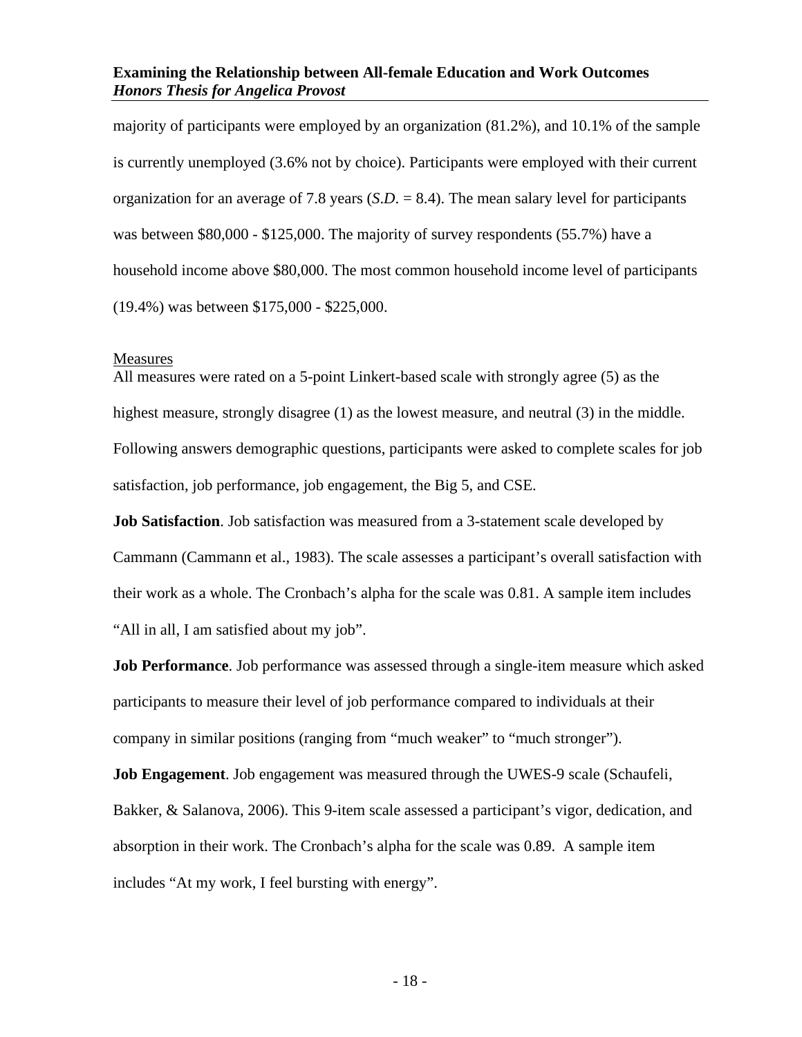majority of participants were employed by an organization (81.2%), and 10.1% of the sample is currently unemployed (3.6% not by choice). Participants were employed with their current organization for an average of 7.8 years (*S.D.* = 8.4). The mean salary level for participants was between $80,000 - $125,000. The majority of survey respondents (55.7%) have a household income above $80,000. The most common household income level of participants (19.4%) was between $175,000 - $225,000.

<u>Measures</u>

All measures were rated on a 5-point Linkert-based scale with strongly agree (5) as the highest measure, strongly disagree (1) as the lowest measure, and neutral (3) in the middle. Following answers demographic questions, participants were asked to complete scales for job satisfaction, job performance, job engagement, the Big 5, and CSE.

**Job Satisfaction**. Job satisfaction was measured from a 3-statement scale developed by Cammann (Cammann et al., 1983). The scale assesses a participant's overall satisfaction with their work as a whole. The Cronbach's alpha for the scale was 0.81. A sample item includes "All in all, I am satisfied about my job".

**Job Performance**. Job performance was assessed through a single-item measure which asked participants to measure their level of job performance compared to individuals at their company in similar positions (ranging from "much weaker" to "much stronger").

**Job Engagement**. Job engagement was measured through the UWES-9 scale (Schaufeli, Bakker, & Salanova, 2006). This 9-item scale assessed a participant's vigor, dedication, and absorption in their work. The Cronbach's alpha for the scale was 0.89. A sample item includes "At my work, I feel bursting with energy".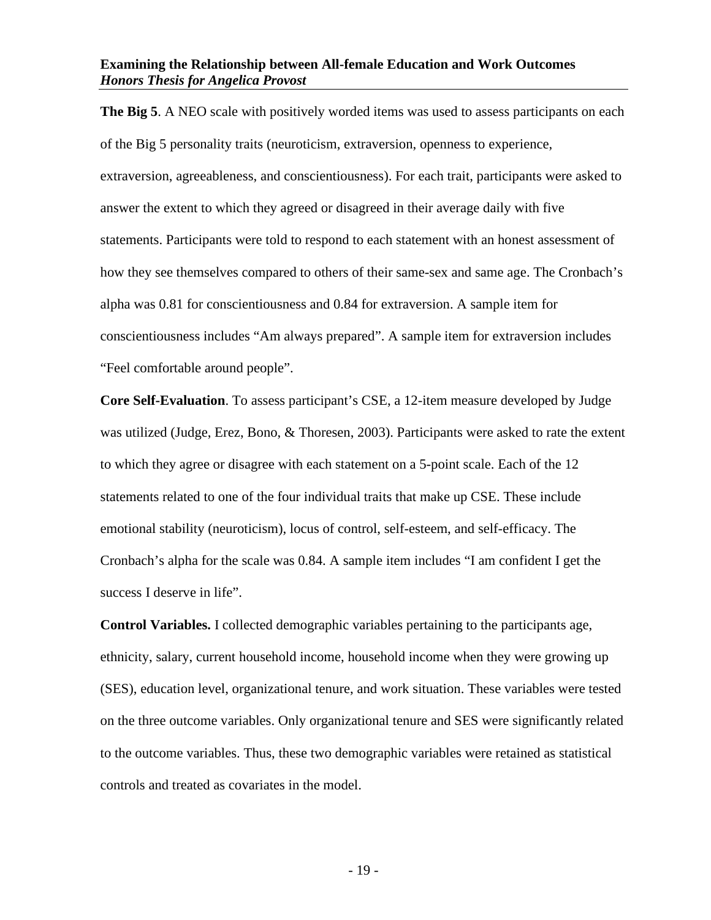**The Big 5**. A NEO scale with positively worded items was used to assess participants on each of the Big 5 personality traits (neuroticism, extraversion, openness to experience, extraversion, agreeableness, and conscientiousness). For each trait, participants were asked to answer the extent to which they agreed or disagreed in their average daily with five statements. Participants were told to respond to each statement with an honest assessment of how they see themselves compared to others of their same-sex and same age. The Cronbach's alpha was 0.81 for conscientiousness and 0.84 for extraversion. A sample item for conscientiousness includes "Am always prepared". A sample item for extraversion includes "Feel comfortable around people".

**Core Self-Evaluation**. To assess participant's CSE, a 12-item measure developed by Judge was utilized (Judge, Erez, Bono, & Thoresen, 2003). Participants were asked to rate the extent to which they agree or disagree with each statement on a 5-point scale. Each of the 12 statements related to one of the four individual traits that make up CSE. These include emotional stability (neuroticism), locus of control, self-esteem, and self-efficacy. The Cronbach's alpha for the scale was 0.84. A sample item includes "I am confident I get the success I deserve in life".

**Control Variables.** I collected demographic variables pertaining to the participants age, ethnicity, salary, current household income, household income when they were growing up (SES), education level, organizational tenure, and work situation. These variables were tested on the three outcome variables. Only organizational tenure and SES were significantly related to the outcome variables. Thus, these two demographic variables were retained as statistical controls and treated as covariates in the model.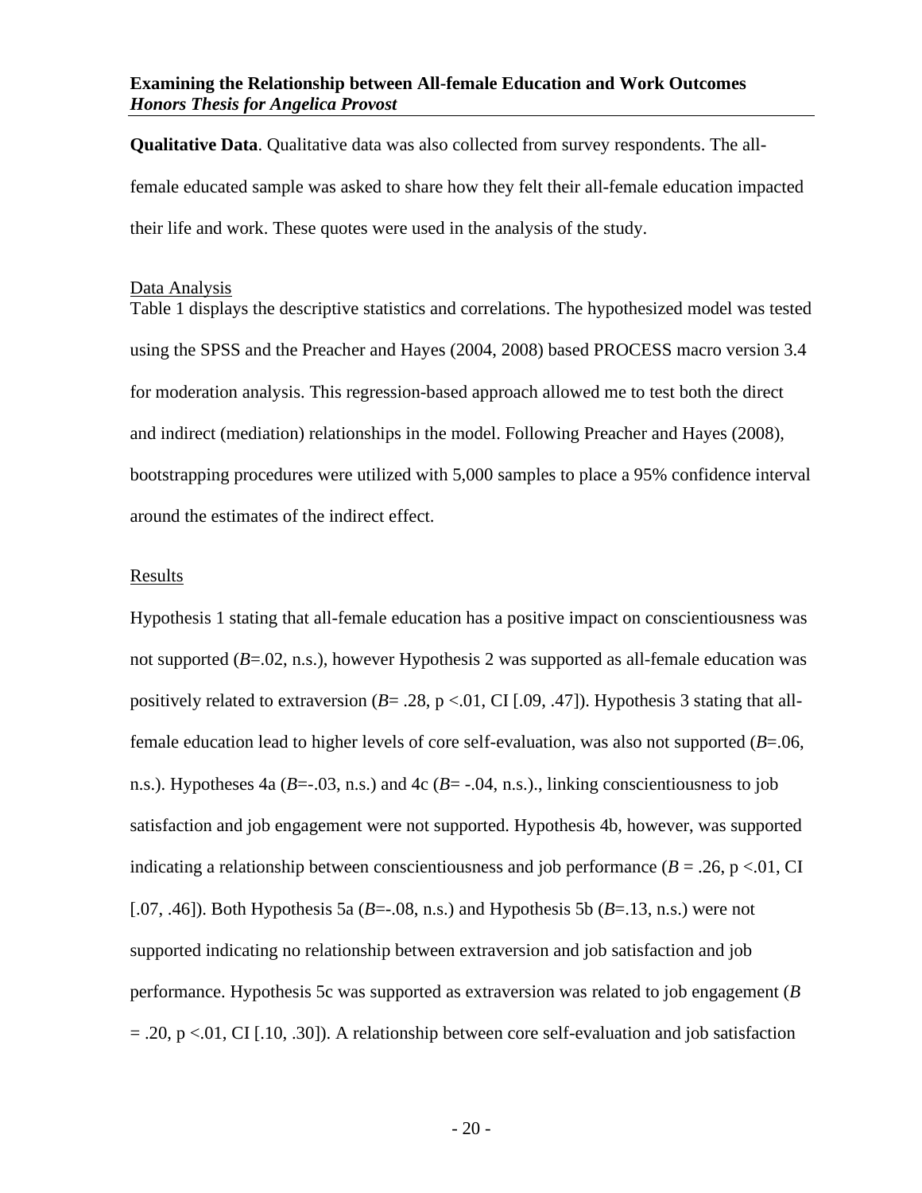**Qualitative Data**. Qualitative data was also collected from survey respondents. The all-female educated sample was asked to share how they felt their all-female education impacted their life and work. These quotes were used in the analysis of the study.

Data Analysis

Table 1 displays the descriptive statistics and correlations. The hypothesized model was tested using the SPSS and the Preacher and Hayes (2004, 2008) based PROCESS macro version 3.4 for moderation analysis. This regression-based approach allowed me to test both the direct and indirect (mediation) relationships in the model. Following Preacher and Hayes (2008), bootstrapping procedures were utilized with 5,000 samples to place a 95% confidence interval around the estimates of the indirect effect.

Results

Hypothesis 1 stating that all-female education has a positive impact on conscientiousness was not supported ($B$=.02, n.s.), however Hypothesis 2 was supported as all-female education was positively related to extraversion ($B$= .28, $p$ <.01, CI [.09, .47]). Hypothesis 3 stating that all-female education lead to higher levels of core self-evaluation, was also not supported ($B$=.06, n.s.). Hypotheses 4a ($B$=-.03, n.s.) and 4c ($B$= -.04, n.s.)., linking conscientiousness to job satisfaction and job engagement were not supported. Hypothesis 4b, however, was supported indicating a relationship between conscientiousness and job performance ($B$ = .26, $p$ <.01, CI [.07, .46]). Both Hypothesis 5a ($B$=-.08, n.s.) and Hypothesis 5b ($B$=.13, n.s.) were not supported indicating no relationship between extraversion and job satisfaction and job performance. Hypothesis 5c was supported as extraversion was related to job engagement ($B$ = .20, $p$ <.01, CI [.10, .30]). A relationship between core self-evaluation and job satisfaction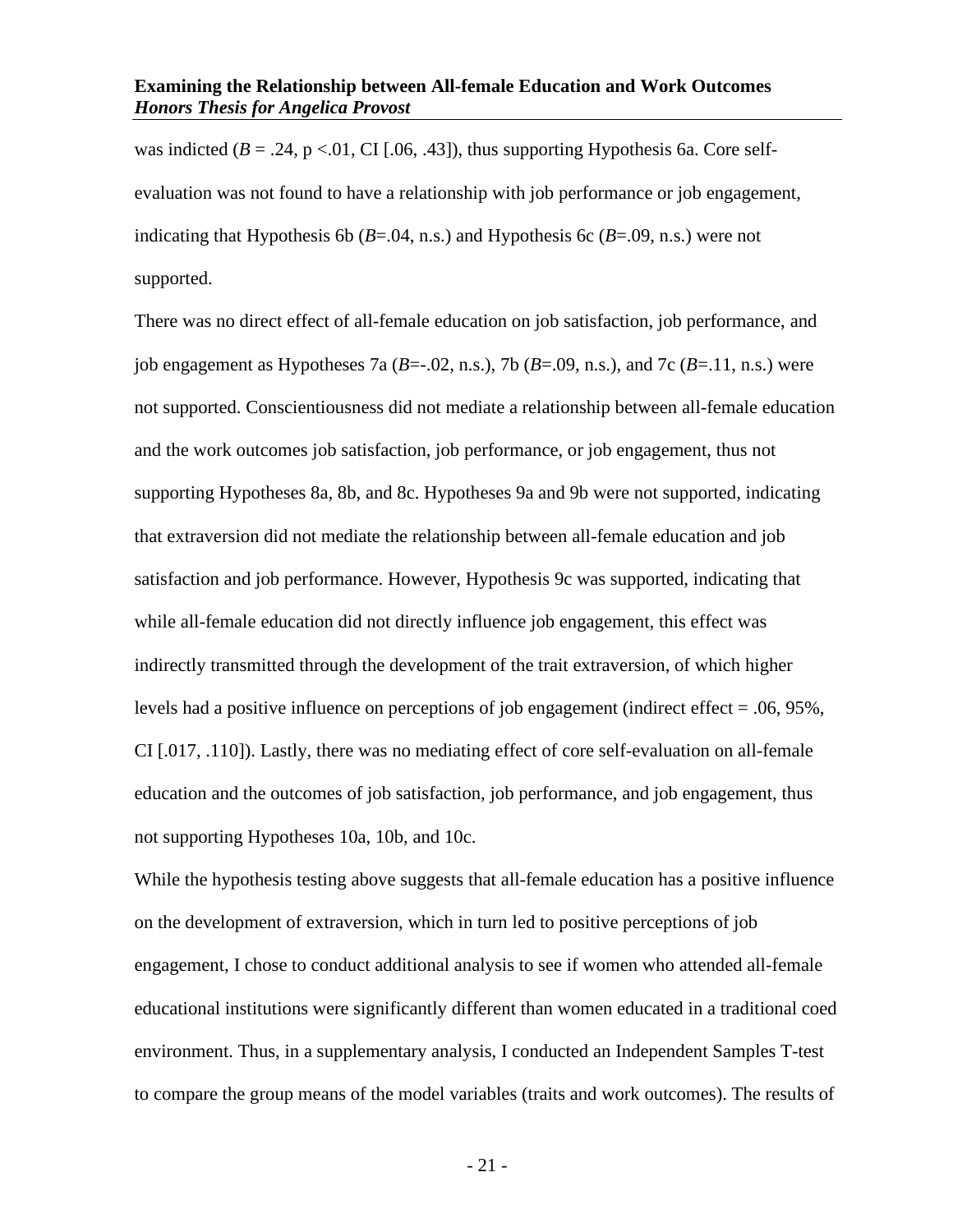was indicted ($B$ = .24, p <.01, CI [.06, .43]), thus supporting Hypothesis 6a. Core self-evaluation was not found to have a relationship with job performance or job engagement, indicating that Hypothesis 6b ($B$=.04, n.s.) and Hypothesis 6c ($B$=.09, n.s.) were not supported.

There was no direct effect of all-female education on job satisfaction, job performance, and job engagement as Hypotheses 7a ($B$=-.02, n.s.), 7b ($B$=.09, n.s.), and 7c ($B$=.11, n.s.) were not supported. Conscientiousness did not mediate a relationship between all-female education and the work outcomes job satisfaction, job performance, or job engagement, thus not supporting Hypotheses 8a, 8b, and 8c. Hypotheses 9a and 9b were not supported, indicating that extraversion did not mediate the relationship between all-female education and job satisfaction and job performance. However, Hypothesis 9c was supported, indicating that while all-female education did not directly influence job engagement, this effect was indirectly transmitted through the development of the trait extraversion, of which higher levels had a positive influence on perceptions of job engagement (indirect effect = .06, 95%, CI [.017, .110]). Lastly, there was no mediating effect of core self-evaluation on all-female education and the outcomes of job satisfaction, job performance, and job engagement, thus not supporting Hypotheses 10a, 10b, and 10c.

While the hypothesis testing above suggests that all-female education has a positive influence on the development of extraversion, which in turn led to positive perceptions of job engagement, I chose to conduct additional analysis to see if women who attended all-female educational institutions were significantly different than women educated in a traditional coed environment. Thus, in a supplementary analysis, I conducted an Independent Samples T-test to compare the group means of the model variables (traits and work outcomes). The results of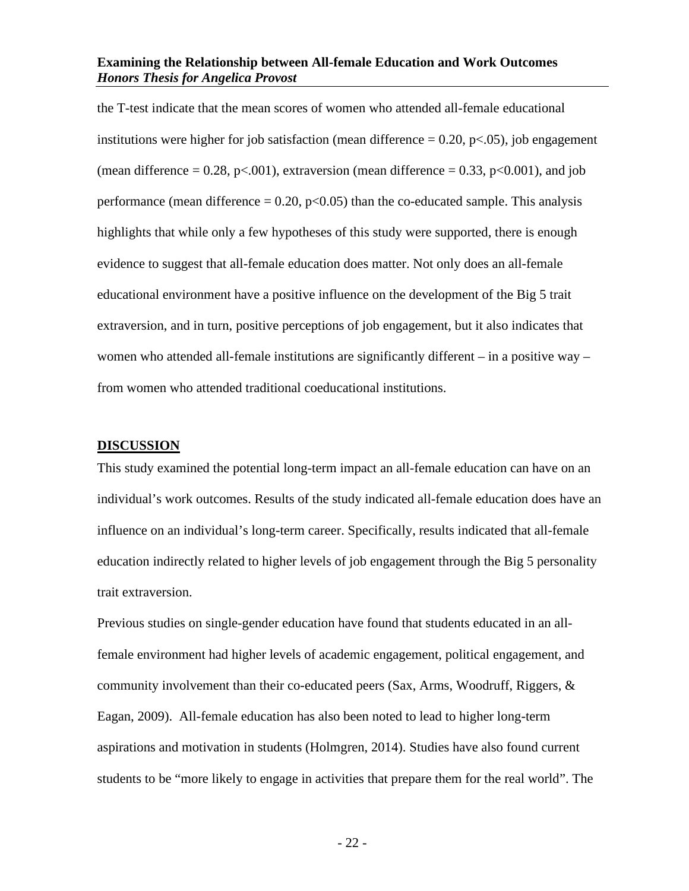the T-test indicate that the mean scores of women who attended all-female educational institutions were higher for job satisfaction (mean difference = 0.20, $p<.05$), job engagement (mean difference = 0.28, $p<.001$), extraversion (mean difference = 0.33, $p<0.001$), and job performance (mean difference = 0.20, $p<0.05$) than the co-educated sample. This analysis highlights that while only a few hypotheses of this study were supported, there is enough evidence to suggest that all-female education does matter. Not only does an all-female educational environment have a positive influence on the development of the Big 5 trait extraversion, and in turn, positive perceptions of job engagement, but it also indicates that women who attended all-female institutions are significantly different – in a positive way – from women who attended traditional coeducational institutions.

## DISCUSSION

This study examined the potential long-term impact an all-female education can have on an individual's work outcomes. Results of the study indicated all-female education does have an influence on an individual's long-term career. Specifically, results indicated that all-female education indirectly related to higher levels of job engagement through the Big 5 personality trait extraversion.

Previous studies on single-gender education have found that students educated in an all-female environment had higher levels of academic engagement, political engagement, and community involvement than their co-educated peers (Sax, Arms, Woodruff, Riggers, & Eagan, 2009). All-female education has also been noted to lead to higher long-term aspirations and motivation in students (Holmgren, 2014). Studies have also found current students to be "more likely to engage in activities that prepare them for the real world". The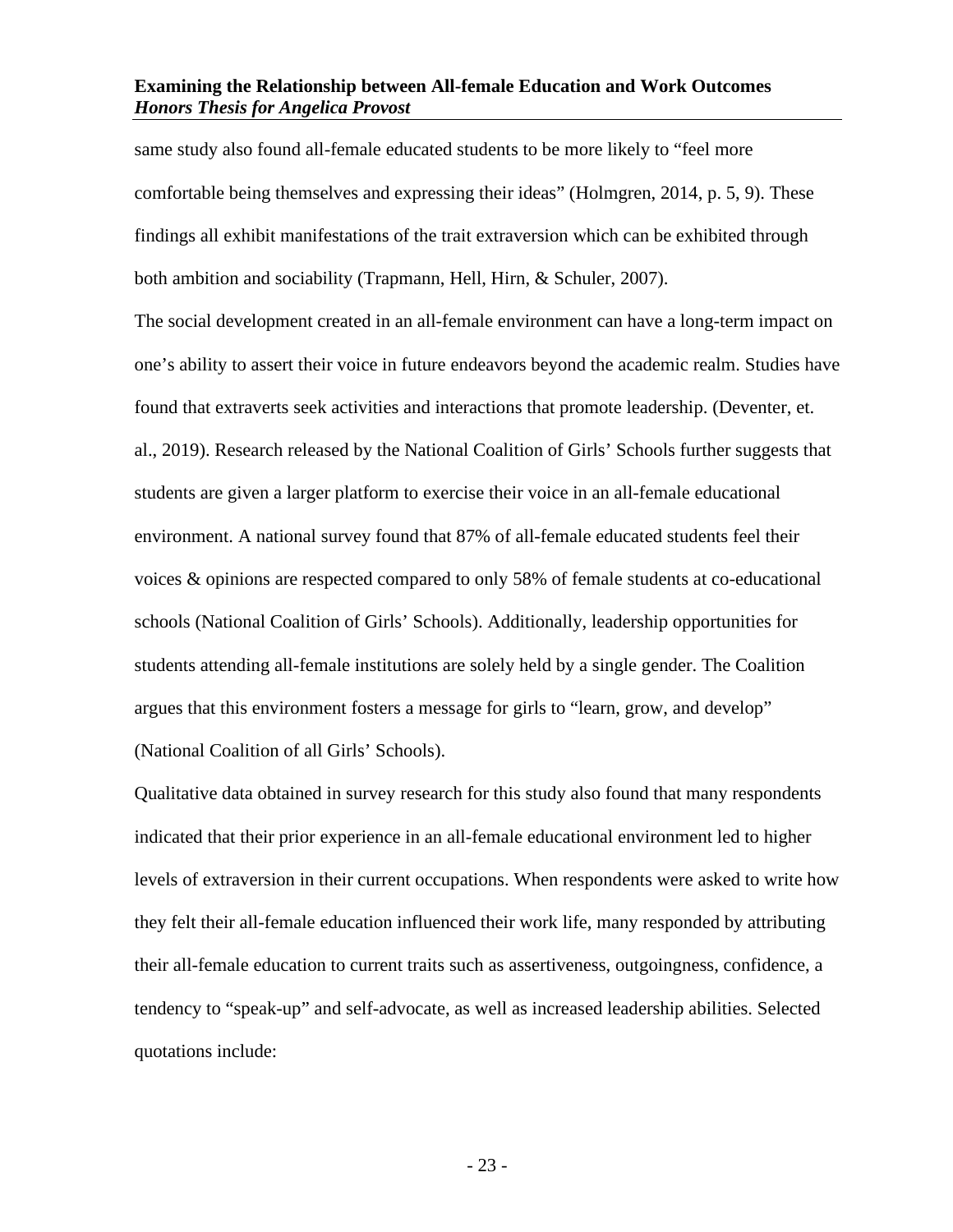same study also found all-female educated students to be more likely to "feel more comfortable being themselves and expressing their ideas" (Holmgren, 2014, p. 5, 9). These findings all exhibit manifestations of the trait extraversion which can be exhibited through both ambition and sociability (Trapmann, Hell, Hirn, & Schuler, 2007).

The social development created in an all-female environment can have a long-term impact on one's ability to assert their voice in future endeavors beyond the academic realm. Studies have found that extraverts seek activities and interactions that promote leadership. (Deventer, et. al., 2019). Research released by the National Coalition of Girls' Schools further suggests that students are given a larger platform to exercise their voice in an all-female educational environment. A national survey found that 87% of all-female educated students feel their voices & opinions are respected compared to only 58% of female students at co-educational schools (National Coalition of Girls' Schools). Additionally, leadership opportunities for students attending all-female institutions are solely held by a single gender. The Coalition argues that this environment fosters a message for girls to "learn, grow, and develop" (National Coalition of all Girls' Schools).

Qualitative data obtained in survey research for this study also found that many respondents indicated that their prior experience in an all-female educational environment led to higher levels of extraversion in their current occupations. When respondents were asked to write how they felt their all-female education influenced their work life, many responded by attributing their all-female education to current traits such as assertiveness, outgoingness, confidence, a tendency to "speak-up" and self-advocate, as well as increased leadership abilities. Selected quotations include: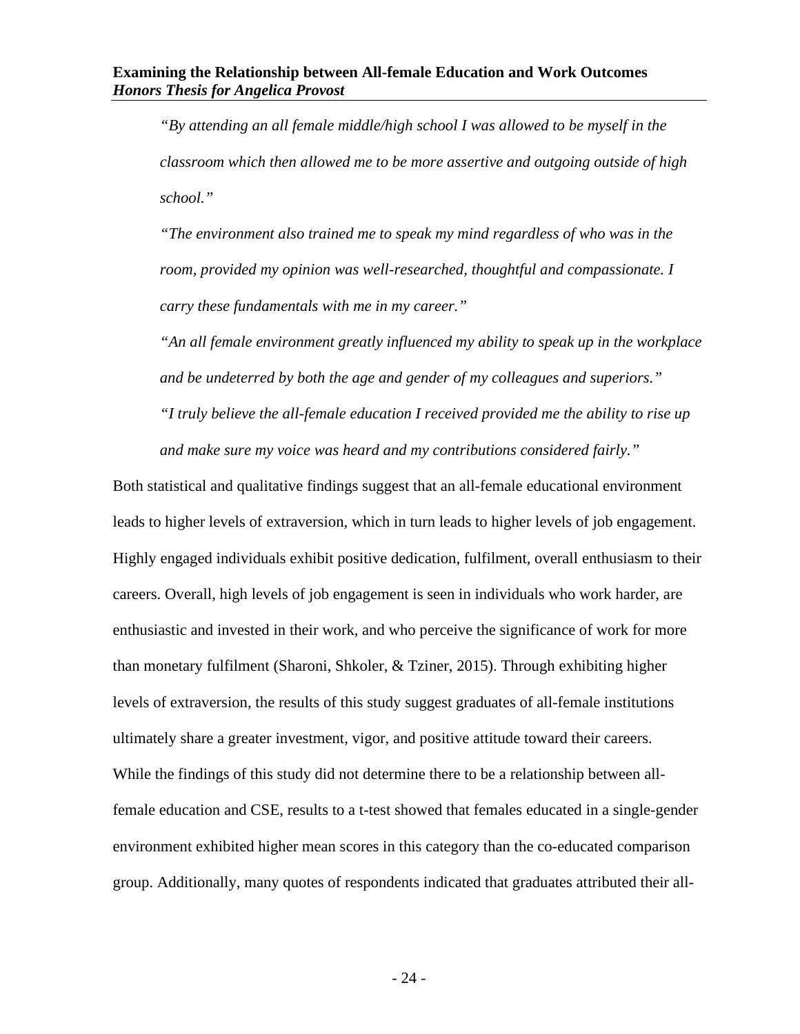> *"By attending an all female middle/high school I was allowed to be myself in the classroom which then allowed me to be more assertive and outgoing outside of high school."*
>
> *"The environment also trained me to speak my mind regardless of who was in the room, provided my opinion was well-researched, thoughtful and compassionate. I carry these fundamentals with me in my career."*
>
> *"An all female environment greatly influenced my ability to speak up in the workplace and be undeterred by both the age and gender of my colleagues and superiors."*
>
> *"I truly believe the all-female education I received provided me the ability to rise up and make sure my voice was heard and my contributions considered fairly."*

Both statistical and qualitative findings suggest that an all-female educational environment leads to higher levels of extraversion, which in turn leads to higher levels of job engagement. Highly engaged individuals exhibit positive dedication, fulfilment, overall enthusiasm to their careers. Overall, high levels of job engagement is seen in individuals who work harder, are enthusiastic and invested in their work, and who perceive the significance of work for more than monetary fulfilment (Sharoni, Shkoler, & Tziner, 2015). Through exhibiting higher levels of extraversion, the results of this study suggest graduates of all-female institutions ultimately share a greater investment, vigor, and positive attitude toward their careers. While the findings of this study did not determine there to be a relationship between all-female education and CSE, results to a t-test showed that females educated in a single-gender environment exhibited higher mean scores in this category than the co-educated comparison group. Additionally, many quotes of respondents indicated that graduates attributed their all-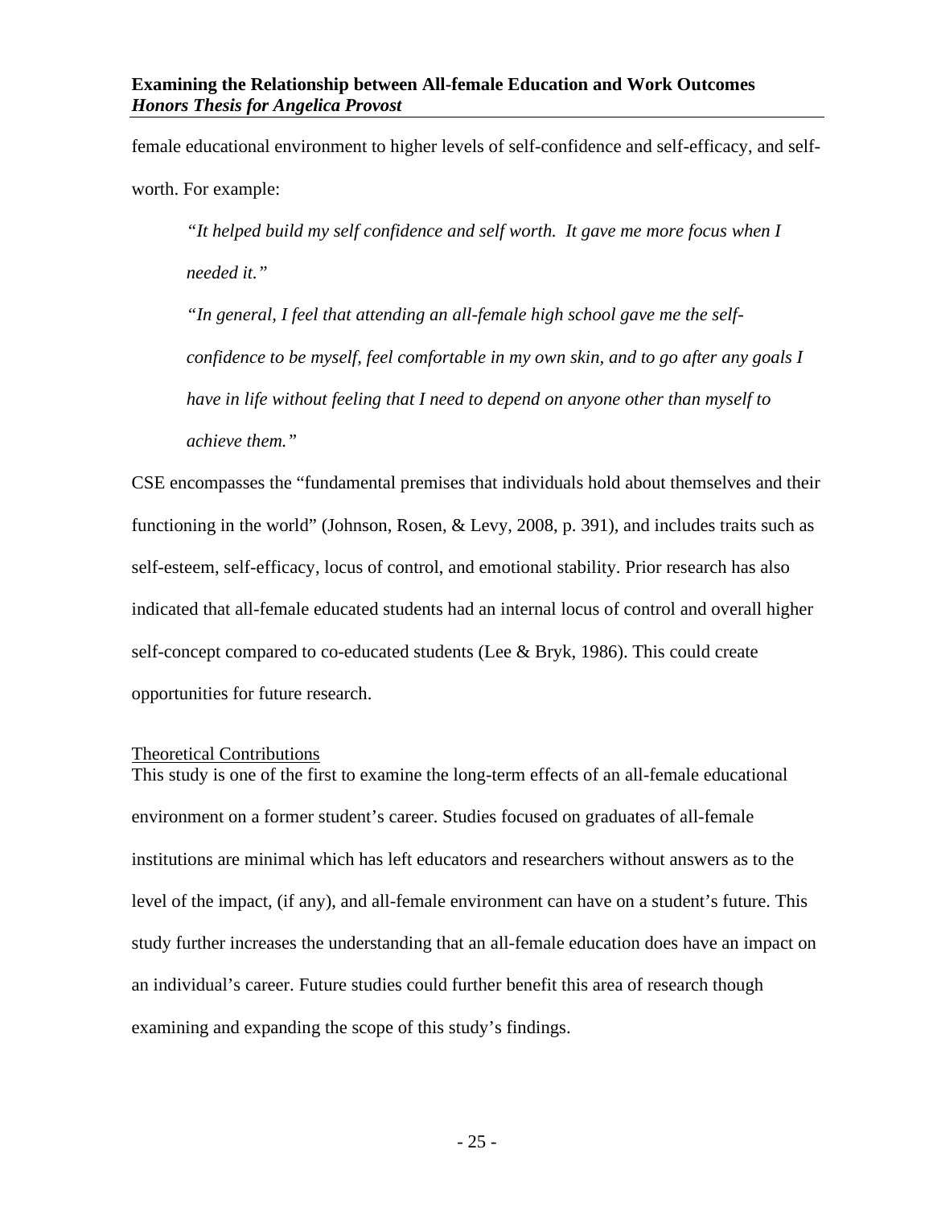female educational environment to higher levels of self-confidence and self-efficacy, and self-worth. For example:

> *"It helped build my self confidence and self worth. It gave me more focus when I needed it."*
>
> *"In general, I feel that attending an all-female high school gave me the self-confidence to be myself, feel comfortable in my own skin, and to go after any goals I have in life without feeling that I need to depend on anyone other than myself to achieve them."*

CSE encompasses the "fundamental premises that individuals hold about themselves and their functioning in the world" (Johnson, Rosen, & Levy, 2008, p. 391), and includes traits such as self-esteem, self-efficacy, locus of control, and emotional stability. Prior research has also indicated that all-female educated students had an internal locus of control and overall higher self-concept compared to co-educated students (Lee & Bryk, 1986). This could create opportunities for future research.

## Theoretical Contributions

This study is one of the first to examine the long-term effects of an all-female educational environment on a former student's career. Studies focused on graduates of all-female institutions are minimal which has left educators and researchers without answers as to the level of the impact, (if any), and all-female environment can have on a student's future. This study further increases the understanding that an all-female education does have an impact on an individual's career. Future studies could further benefit this area of research though examining and expanding the scope of this study's findings.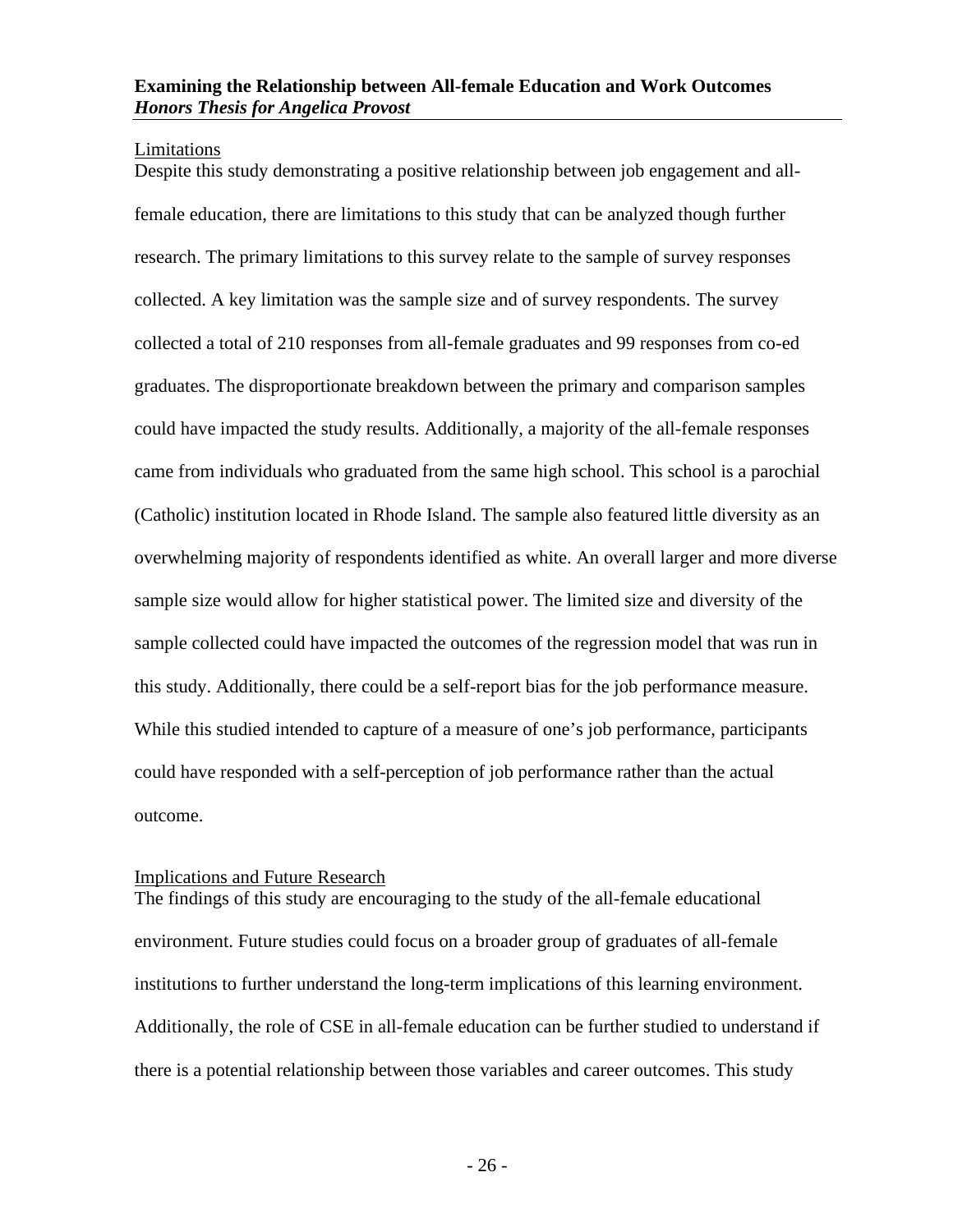Limitations

Despite this study demonstrating a positive relationship between job engagement and all-female education, there are limitations to this study that can be analyzed though further research. The primary limitations to this survey relate to the sample of survey responses collected. A key limitation was the sample size and of survey respondents. The survey collected a total of 210 responses from all-female graduates and 99 responses from co-ed graduates. The disproportionate breakdown between the primary and comparison samples could have impacted the study results. Additionally, a majority of the all-female responses came from individuals who graduated from the same high school. This school is a parochial (Catholic) institution located in Rhode Island. The sample also featured little diversity as an overwhelming majority of respondents identified as white. An overall larger and more diverse sample size would allow for higher statistical power. The limited size and diversity of the sample collected could have impacted the outcomes of the regression model that was run in this study. Additionally, there could be a self-report bias for the job performance measure. While this studied intended to capture of a measure of one's job performance, participants could have responded with a self-perception of job performance rather than the actual outcome.

Implications and Future Research

The findings of this study are encouraging to the study of the all-female educational environment. Future studies could focus on a broader group of graduates of all-female institutions to further understand the long-term implications of this learning environment. Additionally, the role of CSE in all-female education can be further studied to understand if there is a potential relationship between those variables and career outcomes. This study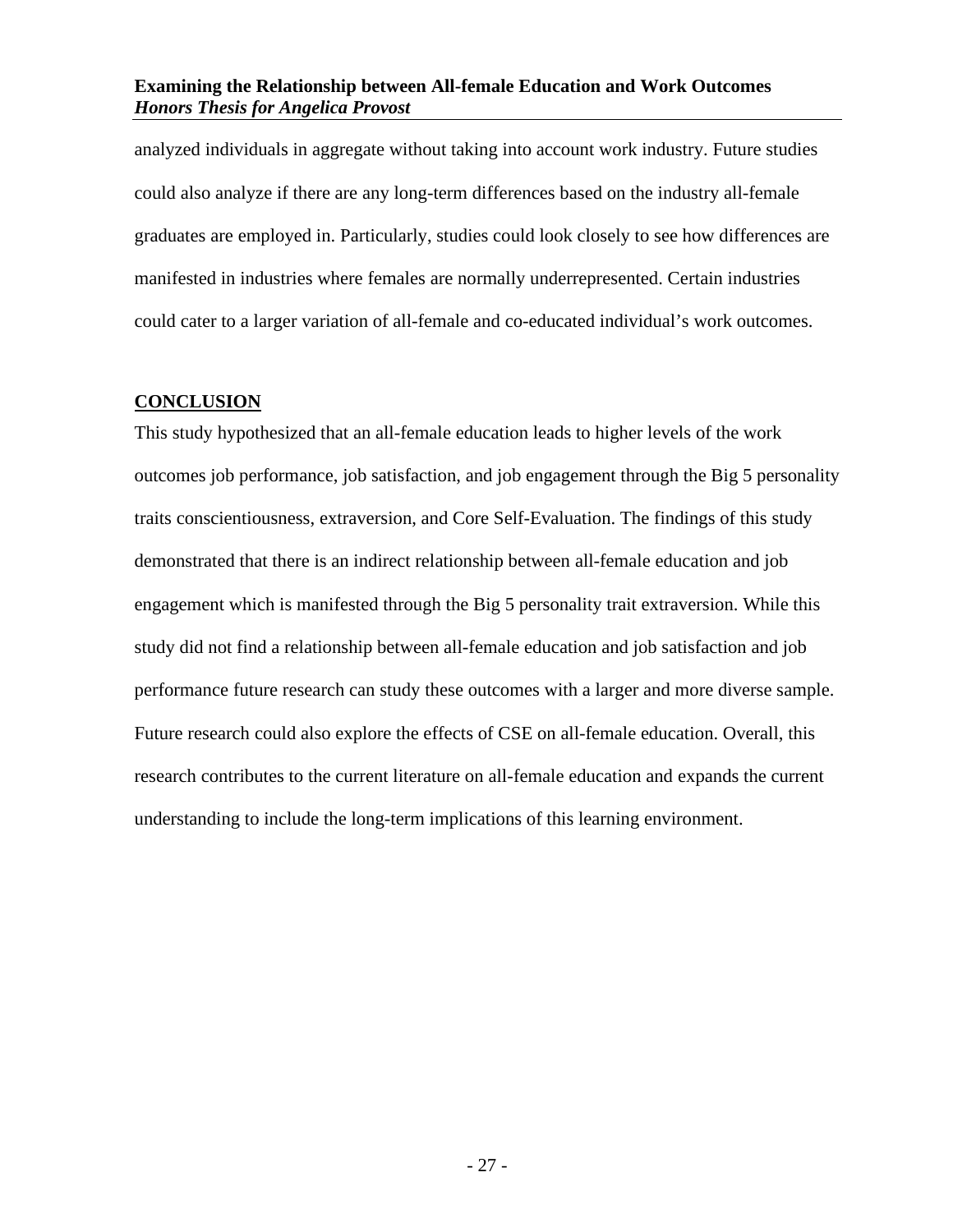analyzed individuals in aggregate without taking into account work industry. Future studies could also analyze if there are any long-term differences based on the industry all-female graduates are employed in. Particularly, studies could look closely to see how differences are manifested in industries where females are normally underrepresented. Certain industries could cater to a larger variation of all-female and co-educated individual's work outcomes.

## CONCLUSION

This study hypothesized that an all-female education leads to higher levels of the work outcomes job performance, job satisfaction, and job engagement through the Big 5 personality traits conscientiousness, extraversion, and Core Self-Evaluation. The findings of this study demonstrated that there is an indirect relationship between all-female education and job engagement which is manifested through the Big 5 personality trait extraversion. While this study did not find a relationship between all-female education and job satisfaction and job performance future research can study these outcomes with a larger and more diverse sample. Future research could also explore the effects of CSE on all-female education. Overall, this research contributes to the current literature on all-female education and expands the current understanding to include the long-term implications of this learning environment.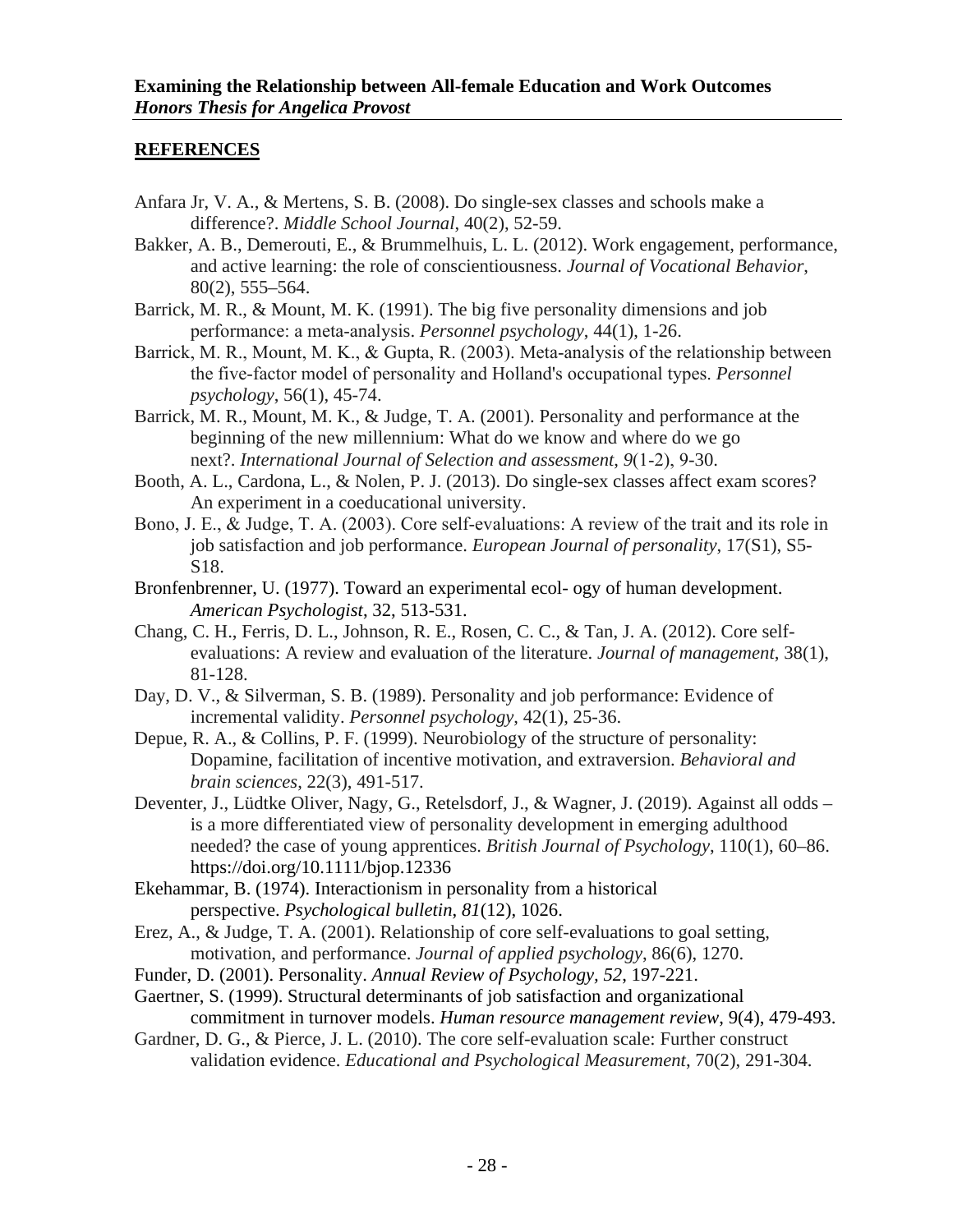## REFERENCES

Anfara Jr, V. A., & Mertens, S. B. (2008). Do single-sex classes and schools make a difference?. *Middle School Journal*, 40(2), 52-59.

Bakker, A. B., Demerouti, E., & Brummelhuis, L. L. (2012). Work engagement, performance, and active learning: the role of conscientiousness. *Journal of Vocational Behavior*, 80(2), 555–564.

Barrick, M. R., & Mount, M. K. (1991). The big five personality dimensions and job performance: a meta-analysis. *Personnel psychology*, 44(1), 1-26.

Barrick, M. R., Mount, M. K., & Gupta, R. (2003). Meta-analysis of the relationship between the five-factor model of personality and Holland's occupational types. *Personnel psychology*, 56(1), 45-74.

Barrick, M. R., Mount, M. K., & Judge, T. A. (2001). Personality and performance at the beginning of the new millennium: What do we know and where do we go next?. *International Journal of Selection and assessment*, *9*(1-2), 9-30.

Booth, A. L., Cardona, L., & Nolen, P. J. (2013). Do single-sex classes affect exam scores? An experiment in a coeducational university.

Bono, J. E., & Judge, T. A. (2003). Core self-evaluations: A review of the trait and its role in job satisfaction and job performance. *European Journal of personality*, 17(S1), S5-S18.

Bronfenbrenner, U. (1977). Toward an experimental ecol- ogy of human development. *American Psychologist*, 32, 513-531.

Chang, C. H., Ferris, D. L., Johnson, R. E., Rosen, C. C., & Tan, J. A. (2012). Core self-evaluations: A review and evaluation of the literature. *Journal of management*, 38(1), 81-128.

Day, D. V., & Silverman, S. B. (1989). Personality and job performance: Evidence of incremental validity. *Personnel psychology*, 42(1), 25-36.

Depue, R. A., & Collins, P. F. (1999). Neurobiology of the structure of personality: Dopamine, facilitation of incentive motivation, and extraversion. *Behavioral and brain sciences*, 22(3), 491-517.

Deventer, J., Lüdtke Oliver, Nagy, G., Retelsdorf, J., & Wagner, J. (2019). Against all odds – is a more differentiated view of personality development in emerging adulthood needed? the case of young apprentices. *British Journal of Psychology*, 110(1), 60–86. https://doi.org/10.1111/bjop.12336

Ekehammar, B. (1974). Interactionism in personality from a historical perspective. *Psychological bulletin*, *81*(12), 1026.

Erez, A., & Judge, T. A. (2001). Relationship of core self-evaluations to goal setting, motivation, and performance. *Journal of applied psychology*, 86(6), 1270.

Funder, D. (2001). Personality. *Annual Review of Psychology, 52*, 197-221.

Gaertner, S. (1999). Structural determinants of job satisfaction and organizational commitment in turnover models. *Human resource management review*, 9(4), 479-493.

Gardner, D. G., & Pierce, J. L. (2010). The core self-evaluation scale: Further construct validation evidence. *Educational and Psychological Measurement*, 70(2), 291-304.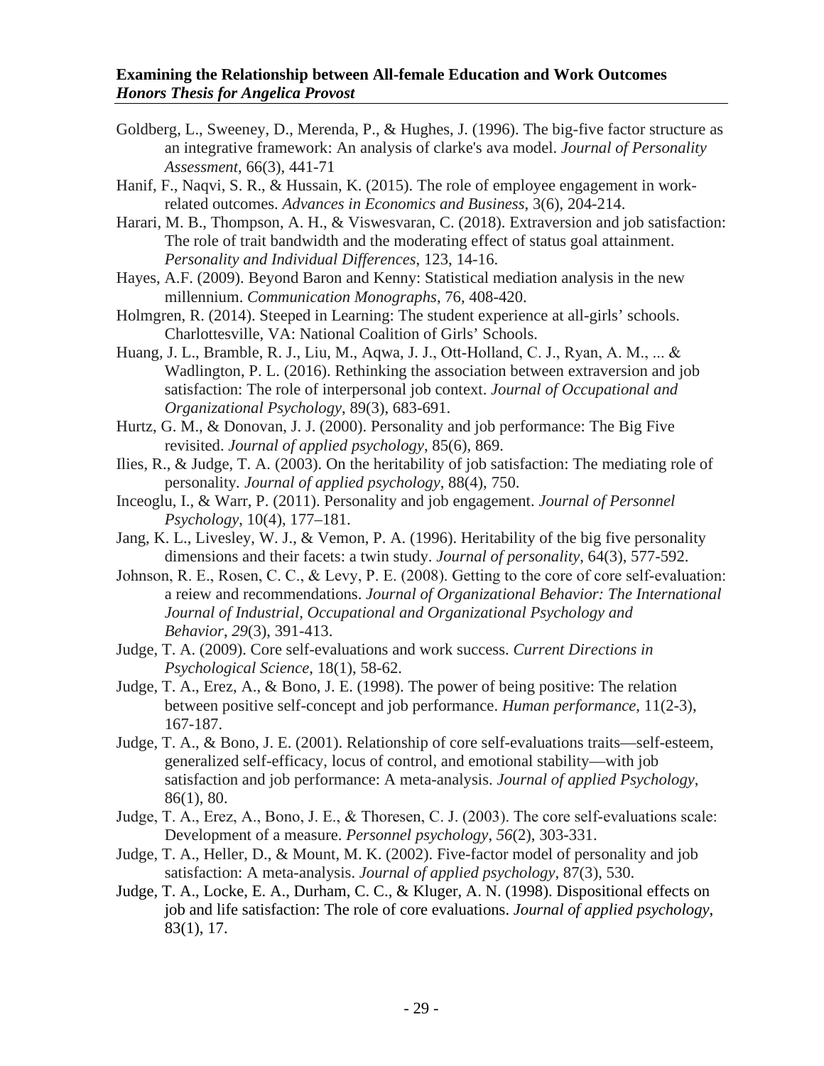Goldberg, L., Sweeney, D., Merenda, P., & Hughes, J. (1996). The big-five factor structure as an integrative framework: An analysis of clarke's ava model. *Journal of Personality Assessment*, 66(3), 441-71

Hanif, F., Naqvi, S. R., & Hussain, K. (2015). The role of employee engagement in work-related outcomes. *Advances in Economics and Business*, 3(6), 204-214.

Harari, M. B., Thompson, A. H., & Viswesvaran, C. (2018). Extraversion and job satisfaction: The role of trait bandwidth and the moderating effect of status goal attainment. *Personality and Individual Differences*, 123, 14-16.

Hayes, A.F. (2009). Beyond Baron and Kenny: Statistical mediation analysis in the new millennium. *Communication Monographs*, 76, 408-420.

Holmgren, R. (2014). Steeped in Learning: The student experience at all-girls' schools. Charlottesville, VA: National Coalition of Girls' Schools.

Huang, J. L., Bramble, R. J., Liu, M., Aqwa, J. J., Ott-Holland, C. J., Ryan, A. M., ... & Wadlington, P. L. (2016). Rethinking the association between extraversion and job satisfaction: The role of interpersonal job context. *Journal of Occupational and Organizational Psychology*, 89(3), 683-691.

Hurtz, G. M., & Donovan, J. J. (2000). Personality and job performance: The Big Five revisited. *Journal of applied psychology*, 85(6), 869.

Ilies, R., & Judge, T. A. (2003). On the heritability of job satisfaction: The mediating role of personality. *Journal of applied psychology*, 88(4), 750.

Inceoglu, I., & Warr, P. (2011). Personality and job engagement. *Journal of Personnel Psychology*, 10(4), 177–181.

Jang, K. L., Livesley, W. J., & Vemon, P. A. (1996). Heritability of the big five personality dimensions and their facets: a twin study. *Journal of personality*, 64(3), 577-592.

Johnson, R. E., Rosen, C. C., & Levy, P. E. (2008). Getting to the core of core self-evaluation: a reiew and recommendations. *Journal of Organizational Behavior: The International Journal of Industrial, Occupational and Organizational Psychology and Behavior*, *29*(3), 391-413.

Judge, T. A. (2009). Core self-evaluations and work success. *Current Directions in Psychological Science*, 18(1), 58-62.

Judge, T. A., Erez, A., & Bono, J. E. (1998). The power of being positive: The relation between positive self-concept and job performance. *Human performance*, 11(2-3), 167-187.

Judge, T. A., & Bono, J. E. (2001). Relationship of core self-evaluations traits—self-esteem, generalized self-efficacy, locus of control, and emotional stability—with job satisfaction and job performance: A meta-analysis. *Journal of applied Psychology*, 86(1), 80.

Judge, T. A., Erez, A., Bono, J. E., & Thoresen, C. J. (2003). The core self-evaluations scale: Development of a measure. *Personnel psychology*, *56*(2), 303-331.

Judge, T. A., Heller, D., & Mount, M. K. (2002). Five-factor model of personality and job satisfaction: A meta-analysis. *Journal of applied psychology*, 87(3), 530.

Judge, T. A., Locke, E. A., Durham, C. C., & Kluger, A. N. (1998). Dispositional effects on job and life satisfaction: The role of core evaluations. *Journal of applied psychology*, 83(1), 17.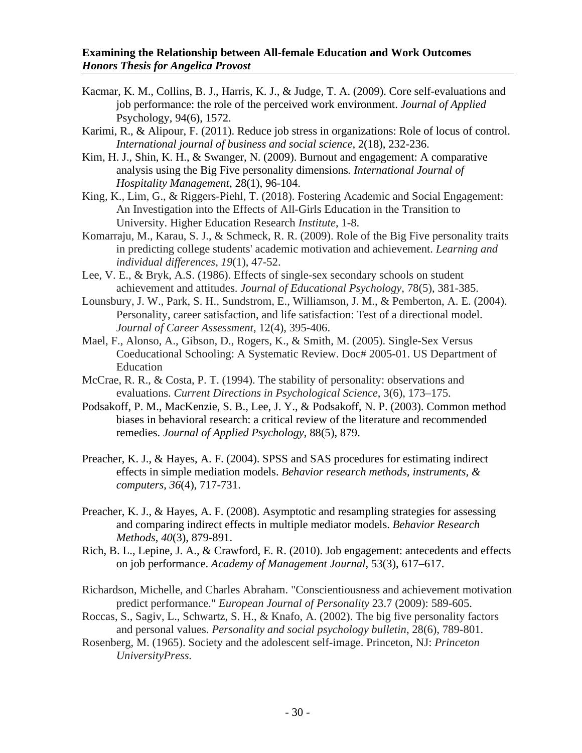Kacmar, K. M., Collins, B. J., Harris, K. J., & Judge, T. A. (2009). Core self-evaluations and job performance: the role of the perceived work environment. *Journal of Applied* Psychology, 94(6), 1572.

Karimi, R., & Alipour, F. (2011). Reduce job stress in organizations: Role of locus of control. *International journal of business and social science*, 2(18), 232-236.

Kim, H. J., Shin, K. H., & Swanger, N. (2009). Burnout and engagement: A comparative analysis using the Big Five personality dimensions*. International Journal of Hospitality Management*, 28(1), 96-104.

King, K., Lim, G., & Riggers-Piehl, T. (2018). Fostering Academic and Social Engagement: An Investigation into the Effects of All-Girls Education in the Transition to University. Higher Education Research *Institute*, 1-8.

Komarraju, M., Karau, S. J., & Schmeck, R. R. (2009). Role of the Big Five personality traits in predicting college students' academic motivation and achievement. *Learning and individual differences*, *19*(1), 47-52.

Lee, V. E., & Bryk, A.S. (1986). Effects of single-sex secondary schools on student achievement and attitudes. *Journal of Educational Psychology*, 78(5), 381-385.

Lounsbury, J. W., Park, S. H., Sundstrom, E., Williamson, J. M., & Pemberton, A. E. (2004). Personality, career satisfaction, and life satisfaction: Test of a directional model. *Journal of Career Assessment*, 12(4), 395-406.

Mael, F., Alonso, A., Gibson, D., Rogers, K., & Smith, M. (2005). Single-Sex Versus Coeducational Schooling: A Systematic Review. Doc# 2005-01. US Department of Education

McCrae, R. R., & Costa, P. T. (1994). The stability of personality: observations and evaluations. *Current Directions in Psychological Science*, 3(6), 173–175.

Podsakoff, P. M., MacKenzie, S. B., Lee, J. Y., & Podsakoff, N. P. (2003). Common method biases in behavioral research: a critical review of the literature and recommended remedies. *Journal of Applied Psychology*, 88(5), 879.

Preacher, K. J., & Hayes, A. F. (2004). SPSS and SAS procedures for estimating indirect effects in simple mediation models. *Behavior research methods, instruments, & computers*, *36*(4), 717-731.

Preacher, K. J., & Hayes, A. F. (2008). Asymptotic and resampling strategies for assessing and comparing indirect effects in multiple mediator models. *Behavior Research Methods*, *40*(3), 879-891.

Rich, B. L., Lepine, J. A., & Crawford, E. R. (2010). Job engagement: antecedents and effects on job performance. *Academy of Management Journal*, 53(3), 617–617.

Richardson, Michelle, and Charles Abraham. "Conscientiousness and achievement motivation predict performance." *European Journal of Personality* 23.7 (2009): 589-605.

Roccas, S., Sagiv, L., Schwartz, S. H., & Knafo, A. (2002). The big five personality factors and personal values. *Personality and social psychology bulletin*, 28(6), 789-801.

Rosenberg, M. (1965). Society and the adolescent self-image. Princeton, NJ: *Princeton UniversityPress.*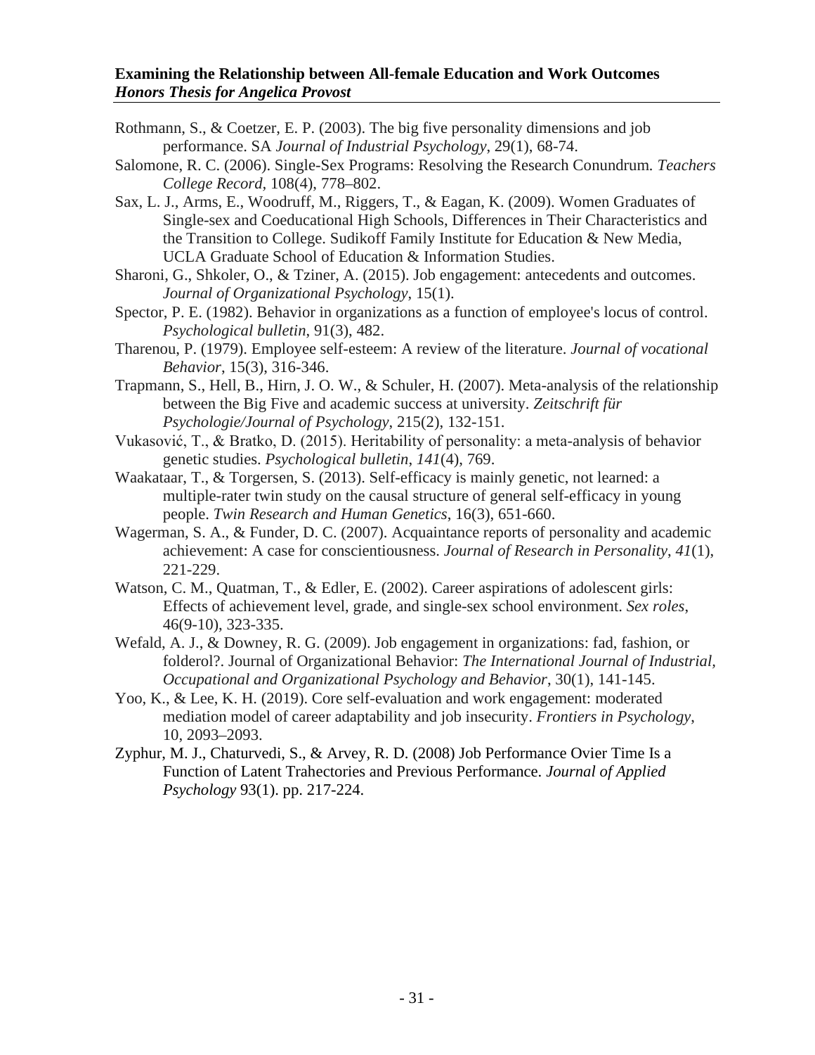Rothmann, S., & Coetzer, E. P. (2003). The big five personality dimensions and job performance. SA *Journal of Industrial Psychology*, 29(1), 68-74.

Salomone, R. C. (2006). Single-Sex Programs: Resolving the Research Conundrum. *Teachers College Record*, 108(4), 778–802.

Sax, L. J., Arms, E., Woodruff, M., Riggers, T., & Eagan, K. (2009). Women Graduates of Single-sex and Coeducational High Schools, Differences in Their Characteristics and the Transition to College. Sudikoff Family Institute for Education & New Media, UCLA Graduate School of Education & Information Studies.

Sharoni, G., Shkoler, O., & Tziner, A. (2015). Job engagement: antecedents and outcomes. *Journal of Organizational Psychology*, 15(1).

Spector, P. E. (1982). Behavior in organizations as a function of employee's locus of control. *Psychological bulletin*, 91(3), 482.

Tharenou, P. (1979). Employee self-esteem: A review of the literature. *Journal of vocational Behavior*, 15(3), 316-346.

Trapmann, S., Hell, B., Hirn, J. O. W., & Schuler, H. (2007). Meta-analysis of the relationship between the Big Five and academic success at university. *Zeitschrift für Psychologie/Journal of Psychology*, 215(2), 132-151.

Vukasović, T., & Bratko, D. (2015). Heritability of personality: a meta-analysis of behavior genetic studies. *Psychological bulletin*, *141*(4), 769.

Waakataar, T., & Torgersen, S. (2013). Self-efficacy is mainly genetic, not learned: a multiple-rater twin study on the causal structure of general self-efficacy in young people. *Twin Research and Human Genetics*, 16(3), 651-660.

Wagerman, S. A., & Funder, D. C. (2007). Acquaintance reports of personality and academic achievement: A case for conscientiousness. *Journal of Research in Personality*, *41*(1), 221-229.

Watson, C. M., Quatman, T., & Edler, E. (2002). Career aspirations of adolescent girls: Effects of achievement level, grade, and single-sex school environment. *Sex roles*, 46(9-10), 323-335.

Wefald, A. J., & Downey, R. G. (2009). Job engagement in organizations: fad, fashion, or folderol?. Journal of Organizational Behavior: *The International Journal of Industrial, Occupational and Organizational Psychology and Behavior*, 30(1), 141-145.

Yoo, K., & Lee, K. H. (2019). Core self-evaluation and work engagement: moderated mediation model of career adaptability and job insecurity. *Frontiers in Psychology*, 10, 2093–2093.

Zyphur, M. J., Chaturvedi, S., & Arvey, R. D. (2008) Job Performance Ovier Time Is a Function of Latent Trahectories and Previous Performance. *Journal of Applied Psychology* 93(1). pp. 217-224.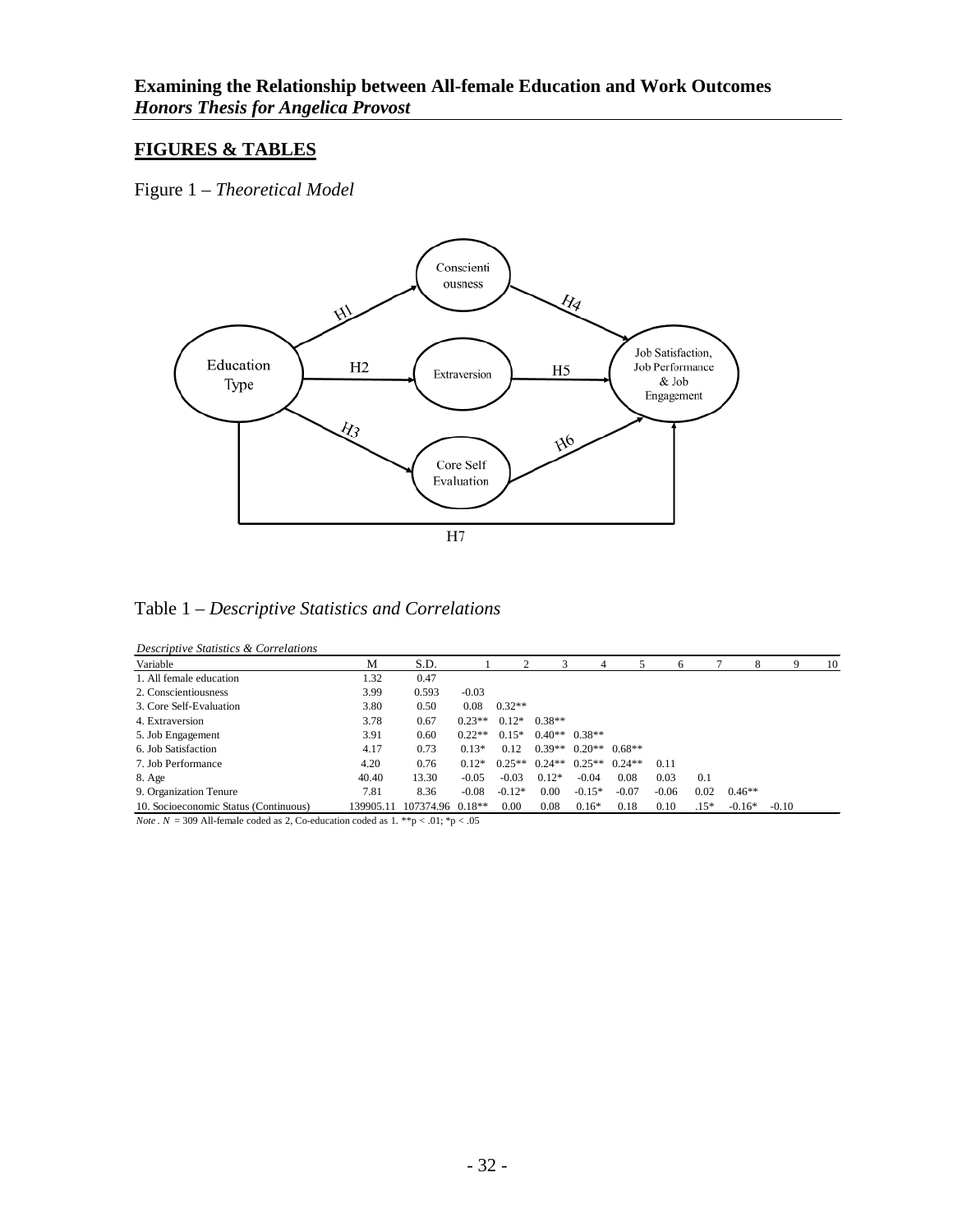## FIGURES & TABLES

Figure 1 – *Theoretical Model*

Table 1 – *Descriptive Statistics and Correlations*

*Descriptive Statistics & Correlations*

| Variable | M | S.D. | 1 | 2 | 3 | 4 | 5 | 6 | 7 | 8 | 9 | 10 |
|---|---|---|---|---|---|---|---|---|---|---|---|---|
| 1. All female education | 1.32 | 0.47 | | | | | | | | | | |
| 2. Conscientiousness | 3.99 | 0.593 | -0.03 | | | | | | | | | |
| 3. Core Self-Evaluation | 3.80 | 0.50 | 0.08 | 0.32** | | | | | | | | |
| 4. Extraversion | 3.78 | 0.67 | 0.23** | 0.12* | 0.38** | | | | | | | |
| 5. Job Engagement | 3.91 | 0.60 | 0.22** | 0.15* | 0.40** | 0.38** | | | | | | |
| 6. Job Satisfaction | 4.17 | 0.73 | 0.13* | 0.12 | 0.39** | 0.20** | 0.68** | | | | | |
| 7. Job Performance | 4.20 | 0.76 | 0.12* | 0.25** | 0.24** | 0.25** | 0.24** | 0.11 | | | | |
| 8. Age | 40.40 | 13.30 | -0.05 | -0.03 | 0.12* | -0.04 | 0.08 | 0.03 | 0.1 | | | |
| 9. Organization Tenure | 7.81 | 8.36 | -0.08 | -0.12* | 0.00 | -0.15* | -0.07 | -0.06 | 0.02 | 0.46** | | |
| 10. Socioeconomic Status (Continuous) | 139905.11 | 107374.96 | 0.18** | 0.00 | 0.08 | 0.16* | 0.18 | 0.10 | .15* | -0.16* | -0.10 | |

*Note*. $N$ = 309 All-female coded as 2, Co-education coded as 1. $^{**}p < .01$; $^{*}p < .05$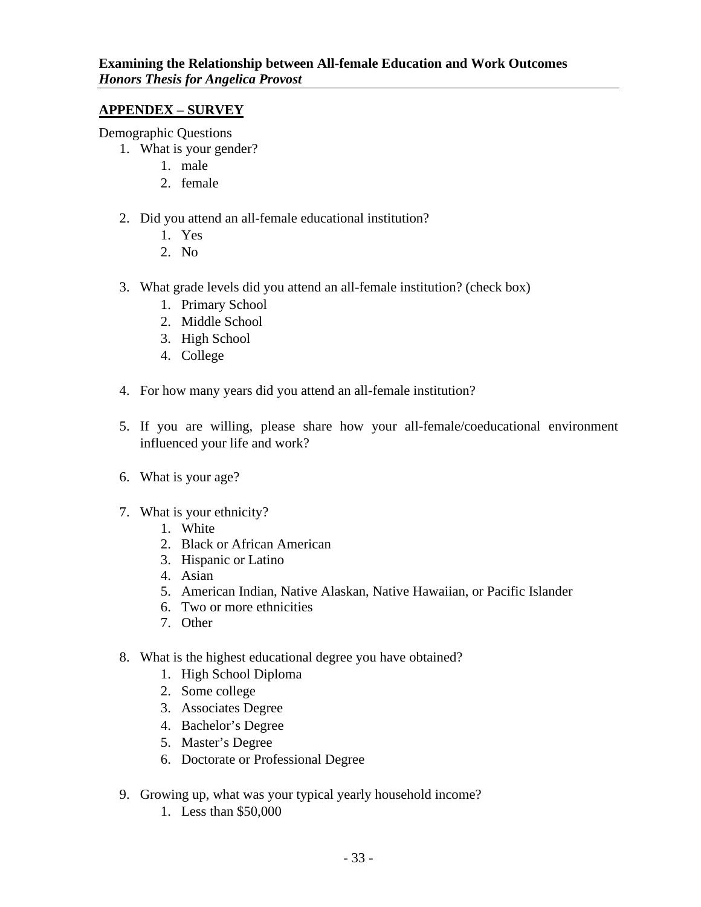## APPENDEX – SURVEY

Demographic Questions

1. What is your gender?
    1. male
    2. female

2. Did you attend an all-female educational institution?
    1. Yes
    2. No

3. What grade levels did you attend an all-female institution? (check box)
    1. Primary School
    2. Middle School
    3. High School
    4. College

4. For how many years did you attend an all-female institution?

5. If you are willing, please share how your all-female/coeducational environment influenced your life and work?

6. What is your age?

7. What is your ethnicity?
    1. White
    2. Black or African American
    3. Hispanic or Latino
    4. Asian
    5. American Indian, Native Alaskan, Native Hawaiian, or Pacific Islander
    6. Two or more ethnicities
    7. Other

8. What is the highest educational degree you have obtained?
    1. High School Diploma
    2. Some college
    3. Associates Degree
    4. Bachelor's Degree
    5. Master's Degree
    6. Doctorate or Professional Degree

9. Growing up, what was your typical yearly household income?
    1. Less than $50,000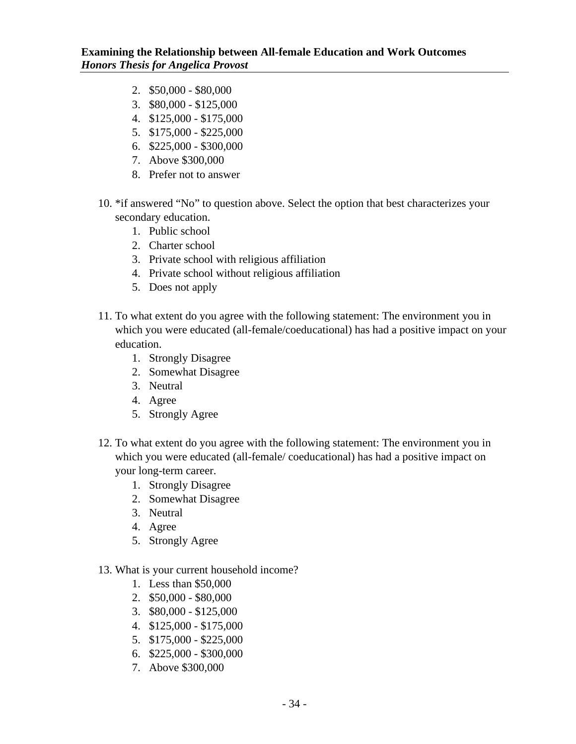2. $50,000 - $80,000
3. $80,000 - $125,000
4. $125,000 - $175,000
5. $175,000 - $225,000
6. $225,000 - $300,000
7. Above $300,000
8. Prefer not to answer

10. *if answered “No” to question above. Select the option that best characterizes your secondary education.
    1. Public school
    2. Charter school
    3. Private school with religious affiliation
    4. Private school without religious affiliation
    5. Does not apply

11. To what extent do you agree with the following statement: The environment you in which you were educated (all-female/coeducational) has had a positive impact on your education.
    1. Strongly Disagree
    2. Somewhat Disagree
    3. Neutral
    4. Agree
    5. Strongly Agree

12. To what extent do you agree with the following statement: The environment you in which you were educated (all-female/ coeducational) has had a positive impact on your long-term career.
    1. Strongly Disagree
    2. Somewhat Disagree
    3. Neutral
    4. Agree
    5. Strongly Agree

13. What is your current household income?
    1. Less than $50,000
    2. $50,000 - $80,000
    3. $80,000 - $125,000
    4. $125,000 - $175,000
    5. $175,000 - $225,000
    6. $225,000 - $300,000
    7. Above $300,000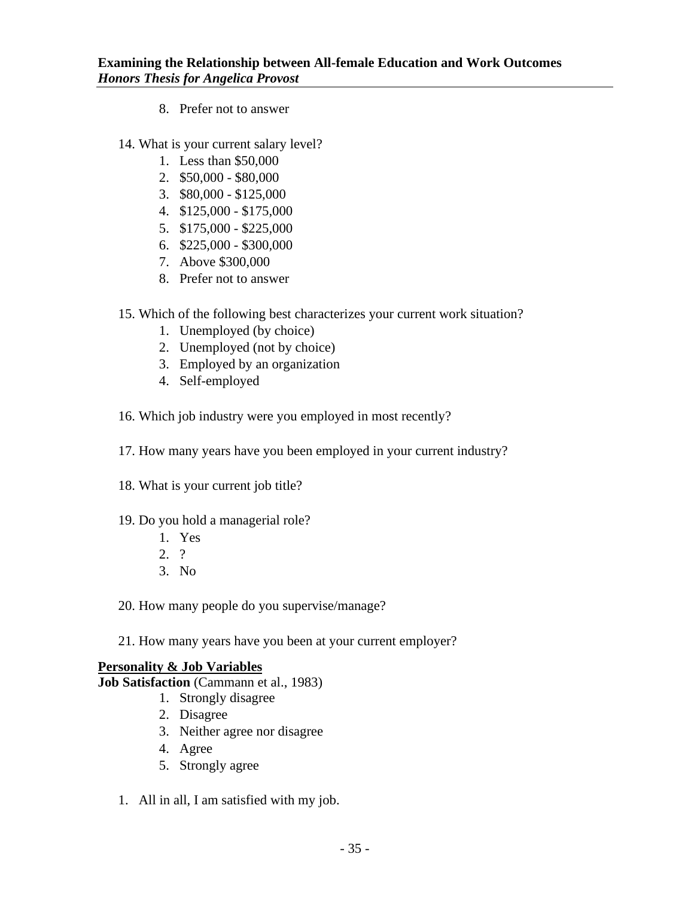8. Prefer not to answer

14. What is your current salary level?
    1. Less than $50,000
    2. $50,000 - $80,000
    3. $80,000 - $125,000
    4. $125,000 - $175,000
    5. $175,000 - $225,000
    6. $225,000 - $300,000
    7. Above $300,000
    8. Prefer not to answer

15. Which of the following best characterizes your current work situation?
    1. Unemployed (by choice)
    2. Unemployed (not by choice)
    3. Employed by an organization
    4. Self-employed

16. Which job industry were you employed in most recently?

17. How many years have you been employed in your current industry?

18. What is your current job title?

19. Do you hold a managerial role?
    1. Yes
    2. ?
    3. No

20. How many people do you supervise/manage?

21. How many years have you been at your current employer?

**Personality & Job Variables**

**Job Satisfaction** (Cammann et al., 1983)

1. Strongly disagree
2. Disagree
3. Neither agree nor disagree
4. Agree
5. Strongly agree

1. All in all, I am satisfied with my job.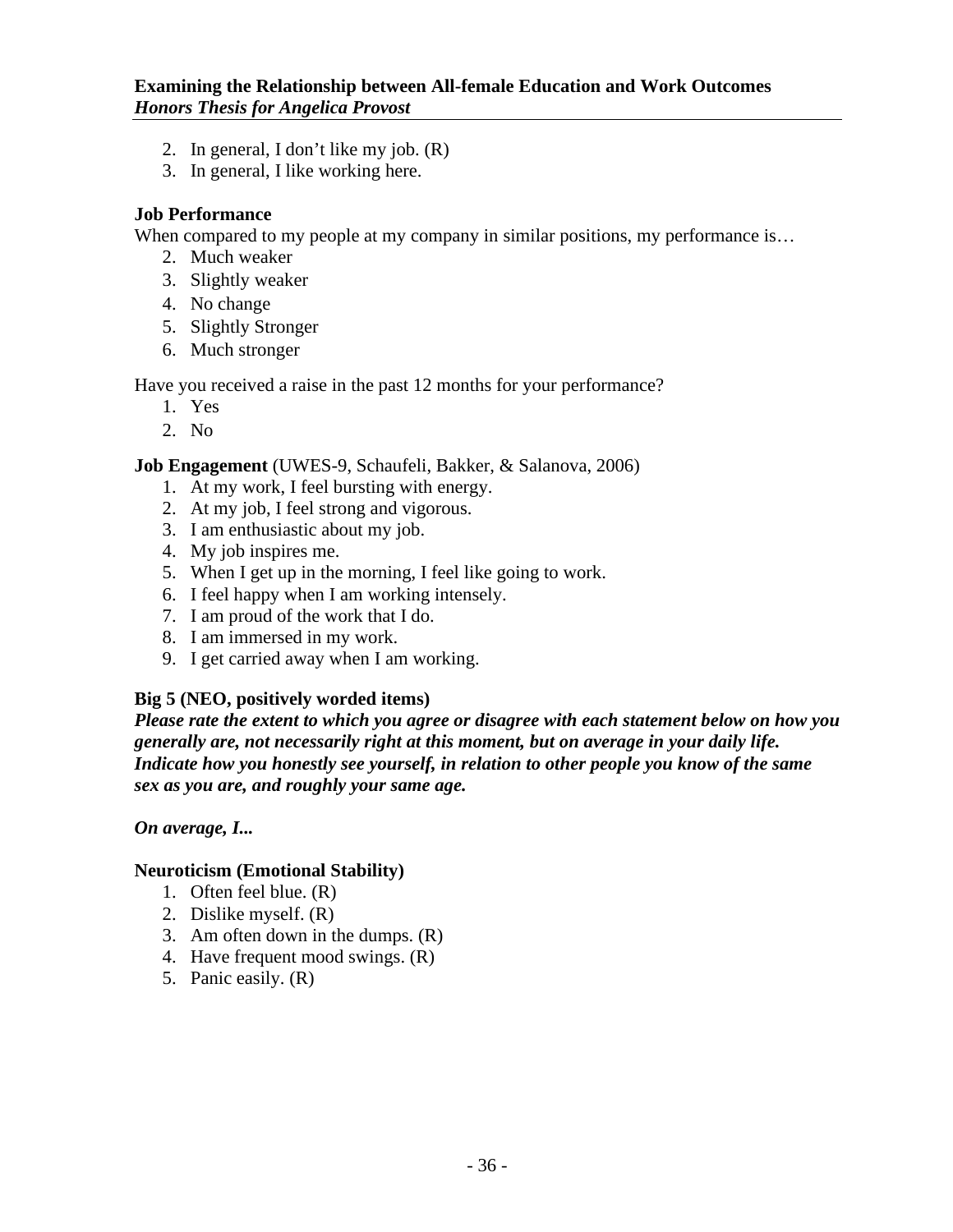2. In general, I don't like my job. (R)
3. In general, I like working here.

**Job Performance**

When compared to my people at my company in similar positions, my performance is…

2. Much weaker
3. Slightly weaker
4. No change
5. Slightly Stronger
6. Much stronger

Have you received a raise in the past 12 months for your performance?

1. Yes
2. No

**Job Engagement** (UWES-9, Schaufeli, Bakker, & Salanova, 2006)

1. At my work, I feel bursting with energy.
2. At my job, I feel strong and vigorous.
3. I am enthusiastic about my job.
4. My job inspires me.
5. When I get up in the morning, I feel like going to work.
6. I feel happy when I am working intensely.
7. I am proud of the work that I do.
8. I am immersed in my work.
9. I get carried away when I am working.

**Big 5 (NEO, positively worded items)**

***Please rate the extent to which you agree or disagree with each statement below on how you generally are, not necessarily right at this moment, but on average in your daily life. Indicate how you honestly see yourself, in relation to other people you know of the same sex as you are, and roughly your same age.***

***On average, I...***

**Neuroticism (Emotional Stability)**

1. Often feel blue. (R)
2. Dislike myself. (R)
3. Am often down in the dumps. (R)
4. Have frequent mood swings. (R)
5. Panic easily. (R)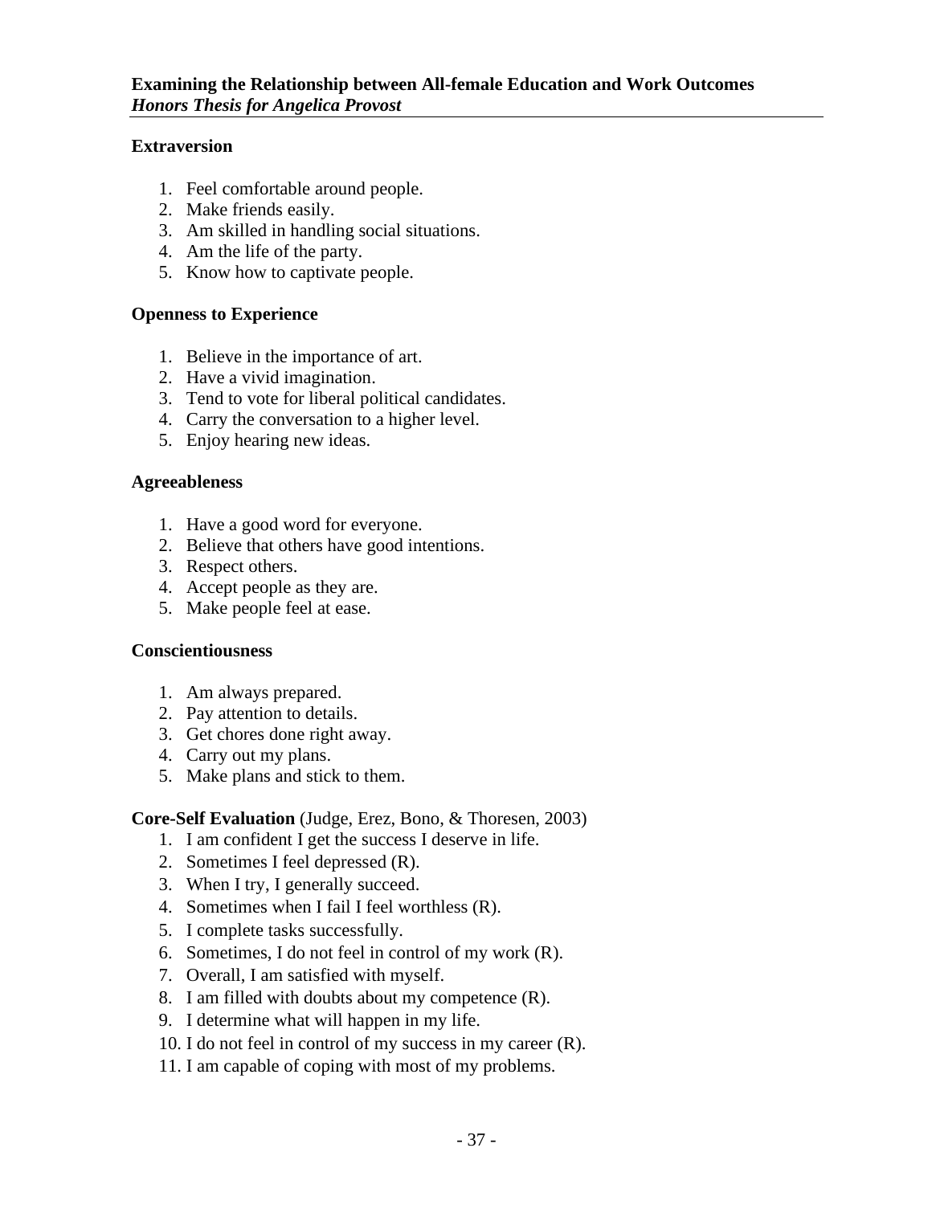**Extraversion**

1. Feel comfortable around people.
2. Make friends easily.
3. Am skilled in handling social situations.
4. Am the life of the party.
5. Know how to captivate people.

**Openness to Experience**

1. Believe in the importance of art.
2. Have a vivid imagination.
3. Tend to vote for liberal political candidates.
4. Carry the conversation to a higher level.
5. Enjoy hearing new ideas.

**Agreeableness**

1. Have a good word for everyone.
2. Believe that others have good intentions.
3. Respect others.
4. Accept people as they are.
5. Make people feel at ease.

**Conscientiousness**

1. Am always prepared.
2. Pay attention to details.
3. Get chores done right away.
4. Carry out my plans.
5. Make plans and stick to them.

**Core-Self Evaluation** (Judge, Erez, Bono, & Thoresen, 2003)

1. I am confident I get the success I deserve in life.
2. Sometimes I feel depressed (R).
3. When I try, I generally succeed.
4. Sometimes when I fail I feel worthless (R).
5. I complete tasks successfully.
6. Sometimes, I do not feel in control of my work (R).
7. Overall, I am satisfied with myself.
8. I am filled with doubts about my competence (R).
9. I determine what will happen in my life.
10. I do not feel in control of my success in my career (R).
11. I am capable of coping with most of my problems.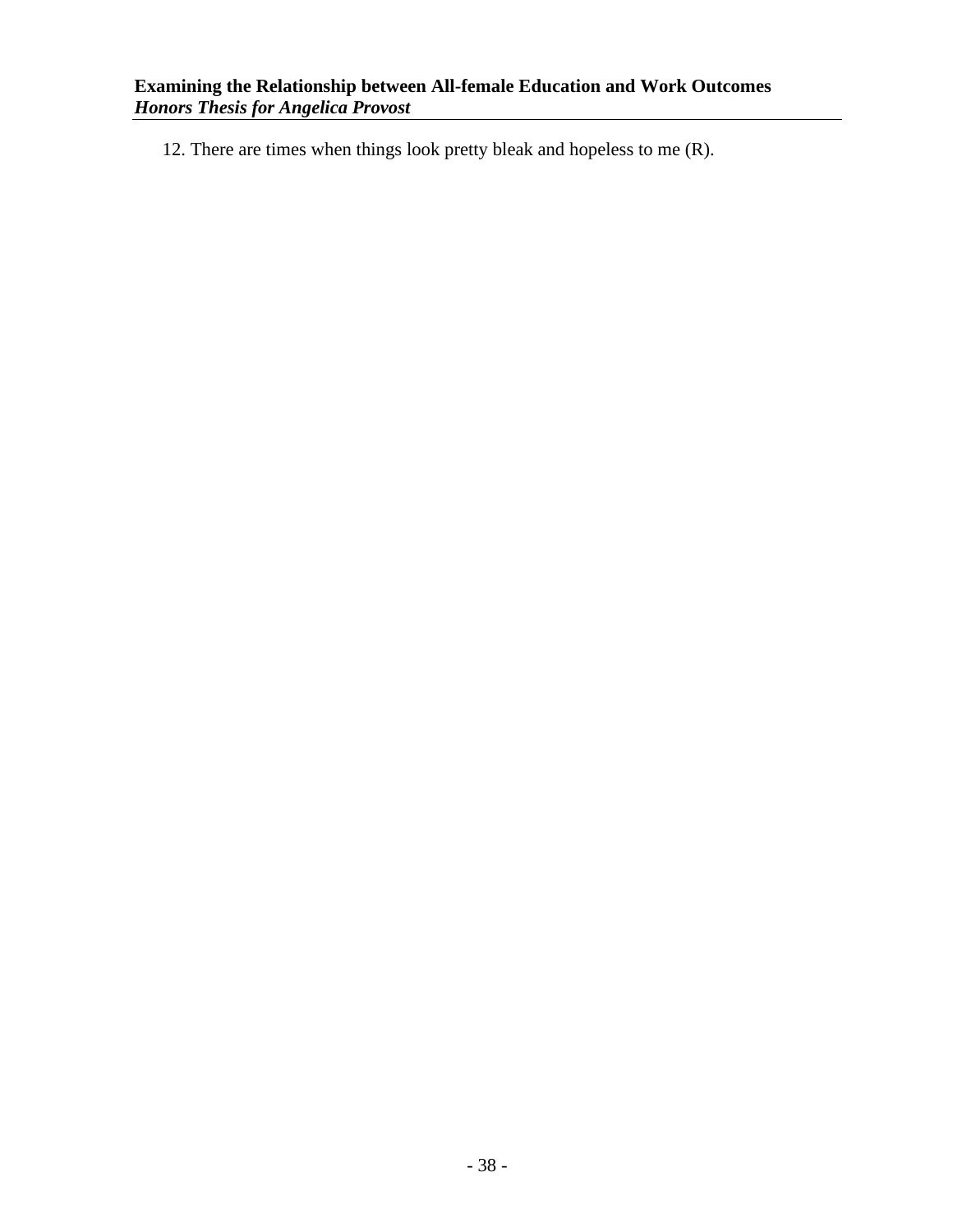12. There are times when things look pretty bleak and hopeless to me (R).